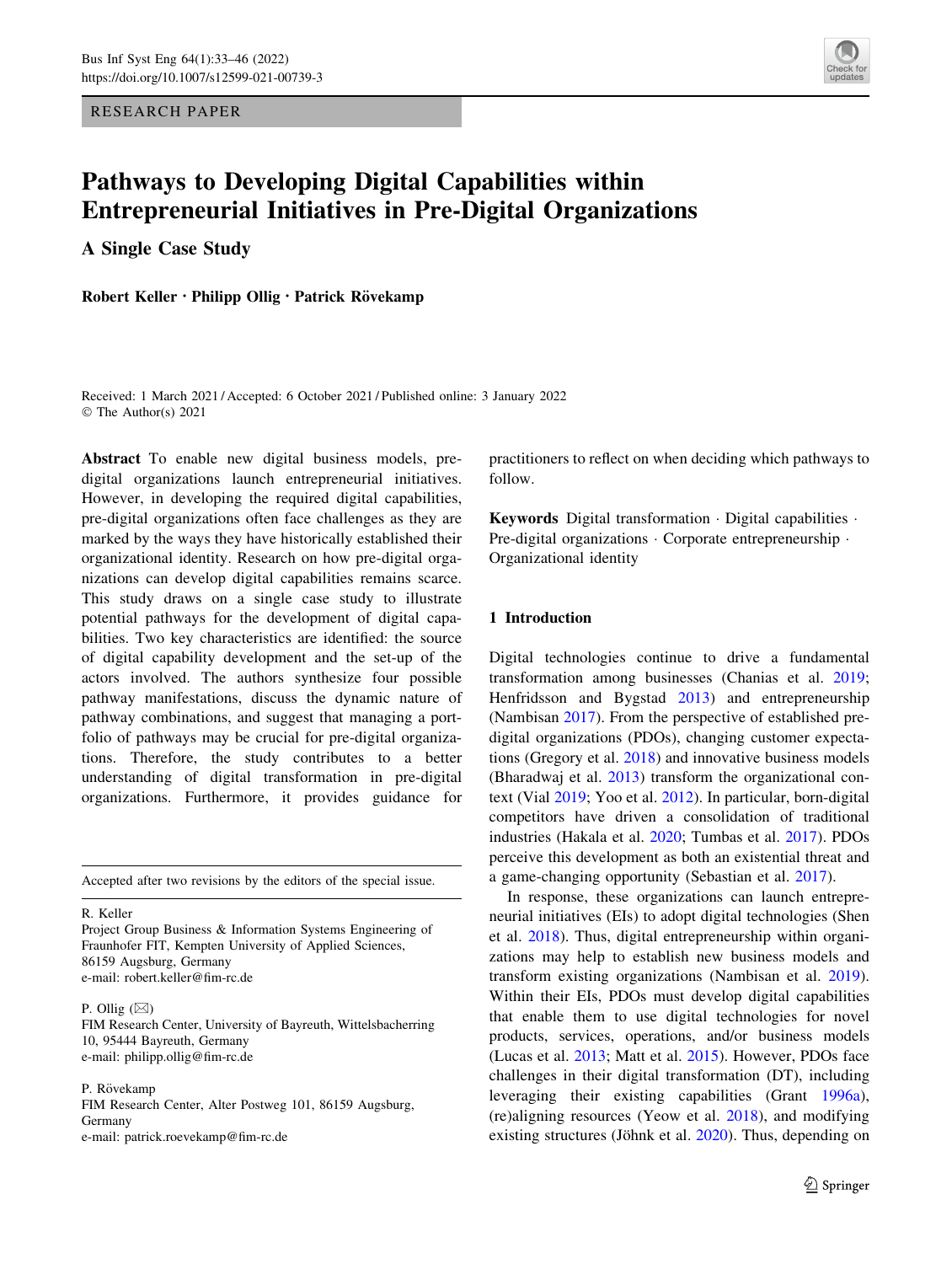RESEARCH PAPER

# Pathways to Developing Digital Capabilities within Entrepreneurial Initiatives in Pre-Digital Organizations

## A Single Case Study

**Robert Keller · Philipp Ollig · Patrick Növekamp**

Received: 1 March 2021 / Accepted: 6 October 2021 / Published online: 3 January 2022
© The Author(s) 2021

**Abstract** To enable new digital business models, pre-digital organizations launch entrepreneurial initiatives. However, in developing the required digital capabilities, pre-digital organizations often face challenges as they are marked by the ways they have historically established their organizational identity. Research on how pre-digital organizations can develop digital capabilities remains scarce. This study draws on a single case study to illustrate potential pathways for the development of digital capabilities. Two key characteristics are identified: the source of digital capability development and the set-up of the actors involved. The authors synthesize four possible pathway manifestations, discuss the dynamic nature of pathway combinations, and suggest that managing a portfolio of pathways may be crucial for pre-digital organizations. Therefore, this study contributes to a better understanding of digital transformation in pre-digital organizations. Furthermore, it provides guidance for practitioners to reflect on when deciding which pathways to follow.

**Keywords** Digital transformation · Digital capabilities · Pre-digital organizations · Corporate entrepreneurship · Organizational identity

Accepted after two revisions by the editors of the special issue.

R. Keller
Project Group Business & Information Systems Engineering of Fraunhofer FIT, Kempten University of Applied Sciences, 86159 Augsburg, Germany
e-mail: robert.keller@fim-rc.de

P. Ollig (✉)
FIM Research Center, University of Bayreuth, Wittelsbacherring 10, 95444 Bayreuth, Germany
e-mail: philipp.ollig@fim-rc.de

P. Növekamp
FIM Research Center, Alter Postweg 101, 86159 Augsburg, Germany
e-mail: patrick.roevekamp@fim-rc.de

## 1 Introduction

Digital technologies continue to drive a fundamental transformation among businesses (Chanias et al. 2019; Henfridsson and Bygstad 2013) and entrepreneurship (Nambisan 2017). From the perspective of established pre-digital organizations (PDOs), changing customer expectations (Gregory et al. 2018) and innovative business models (Bharadwaj et al. 2013) transform the organizational context (Vial 2019; Yoo et al. 2012). In particular, born-digital competitors have driven a consolidation of traditional industries (Hakala et al. 2020; Tumbas et al. 2017). PDOs perceive this development as both an existential threat and a game-changing opportunity (Sebastian et al. 2017).

In response, these organizations can launch entrepreneurial initiatives (EIs) to adopt digital technologies (Shen et al. 2018). Thus, digital entrepreneurship within organizations may help to establish new business models and transform existing organizations (Nambisan et al. 2019). Within their EIs, PDOs must develop digital capabilities that enable them to use digital technologies for novel products, services, operations, and/or business models (Lucas et al. 2013; Matt et al. 2015). However, PDOs face challenges in their digital transformation (DT), including leveraging their existing capabilities (Grant 1996a), (re)aligning resources (Yeow et al. 2018), and modifying existing structures (Jöhnk et al. 2020). Thus, depending on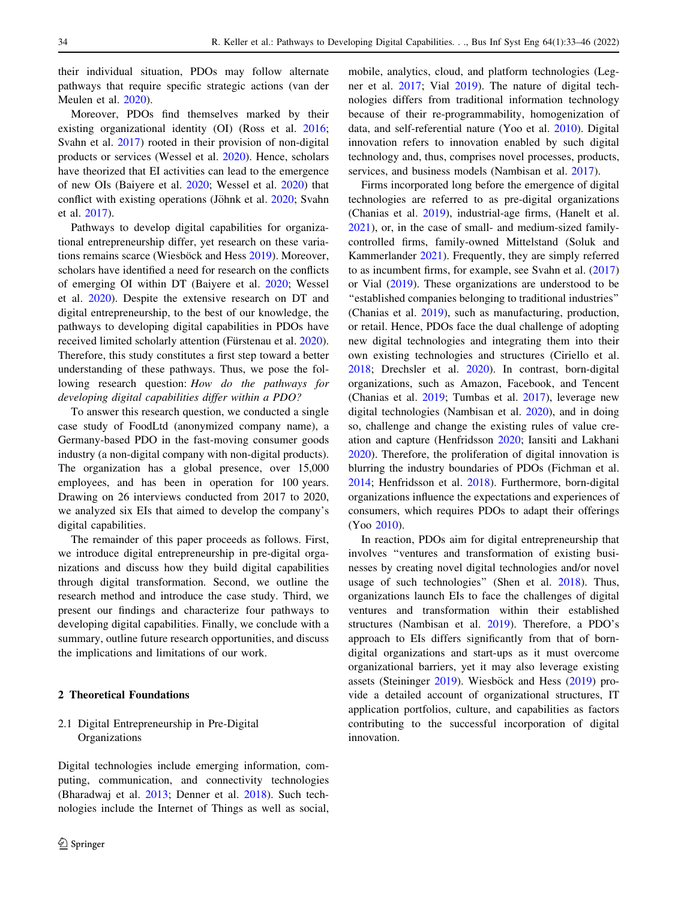their individual situation, PDOs may follow alternate pathways that require specific strategic actions (van der Meulen et al. 2020).

Moreover, PDOs find themselves marked by their existing organizational identity (OI) (Ross et al. 2016; Svahn et al. 2017) rooted in their provision of non-digital products or services (Wessel et al. 2020). Hence, scholars have theorized that EI activities can lead to the emergence of new OIs (Baiyere et al. 2020; Wessel et al. 2020) that conflict with existing operations (Jöhnk et al. 2020; Svahn et al. 2017).

Pathways to develop digital capabilities for organizational entrepreneurship differ, yet research on these variations remains scarce (Wiesböck and Hess 2019). Moreover, scholars have identified a need for research on the conflicts of emerging OI within DT (Baiyere et al. 2020; Wessel et al. 2020). Despite the extensive research on DT and digital entrepreneurship, to the best of our knowledge, the pathways to developing digital capabilities in PDOs have received limited scholarly attention (Fürstenau et al. 2020). Therefore, this study constitutes a first step toward a better understanding of these pathways. Thus, we pose the following research question: *How do the pathways for developing digital capabilities differ within a PDO?*

To answer this research question, we conducted a single case study of FoodLtd (anonymized company name), a Germany-based PDO in the fast-moving consumer goods industry (a non-digital company with non-digital products). The organization has a global presence, over 15,000 employees, and has been in operation for 100 years. Drawing on 26 interviews conducted from 2017 to 2020, we analyzed six EIs that aimed to develop the company's digital capabilities.

The remainder of this paper proceeds as follows. First, we introduce digital entrepreneurship in pre-digital organizations and discuss how they build digital capabilities through digital transformation. Second, we outline the research method and introduce the case study. Third, we present our findings and characterize four pathways to developing digital capabilities. Finally, we conclude with a summary, outline future research opportunities, and discuss the implications and limitations of our work.

## 2 Theoretical Foundations

### 2.1 Digital Entrepreneurship in Pre-Digital Organizations

Digital technologies include emerging information, computing, communication, and connectivity technologies (Bharadwaj et al. 2013; Denner et al. 2018). Such technologies include the Internet of Things as well as social, mobile, analytics, cloud, and platform technologies (Legner et al. 2017; Vial 2019). The nature of digital technologies differs from traditional information technology because of their re-programmability, homogenization of data, and self-referential nature (Yoo et al. 2010). Digital innovation refers to innovation enabled by such digital technology and, thus, comprises novel processes, products, services, and business models (Nambisan et al. 2017).

Firms incorporated long before the emergence of digital technologies are referred to as pre-digital organizations (Chanias et al. 2019), industrial-age firms, (Hanelt et al. 2021), or, in the case of small- and medium-sized family-controlled firms, family-owned Mittelstand (Soluk and Kammerlander 2021). Frequently, they are simply referred to as incumbent firms, for example, see Svahn et al. (2017) or Vial (2019). These organizations are understood to be "established companies belonging to traditional industries" (Chanias et al. 2019), such as manufacturing, production, or retail. Hence, PDOs face the dual challenge of adopting new digital technologies and integrating them into their own existing technologies and structures (Ciriello et al. 2018; Drechsler et al. 2020). In contrast, born-digital organizations, such as Amazon, Facebook, and Tencent (Chanias et al. 2019; Tumbas et al. 2017), leverage new digital technologies (Nambisan et al. 2020), and in doing so, challenge and change the existing rules of value creation and capture (Henfridsson 2020; Iansiti and Lakhani 2020). Therefore, the proliferation of digital innovation is blurring the industry boundaries of PDOs (Fichman et al. 2014; Henfridsson et al. 2018). Furthermore, born-digital organizations influence the expectations and experiences of consumers, which requires PDOs to adapt their offerings (Yoo 2010).

In reaction, PDOs aim for digital entrepreneurship that involves "ventures and transformation of existing businesses by creating novel digital technologies and/or novel usage of such technologies" (Shen et al. 2018). Thus, organizations launch EIs to face the challenges of digital ventures and transformation within their established structures (Nambisan et al. 2019). Therefore, a PDO's approach to EIs differs significantly from that of born-digital organizations and start-ups as it must overcome organizational barriers, yet it may also leverage existing assets (Steininger 2019). Wiesböck and Hess (2019) provide a detailed account of organizational structures, IT application portfolios, culture, and capabilities as factors contributing to the successful incorporation of digital innovation.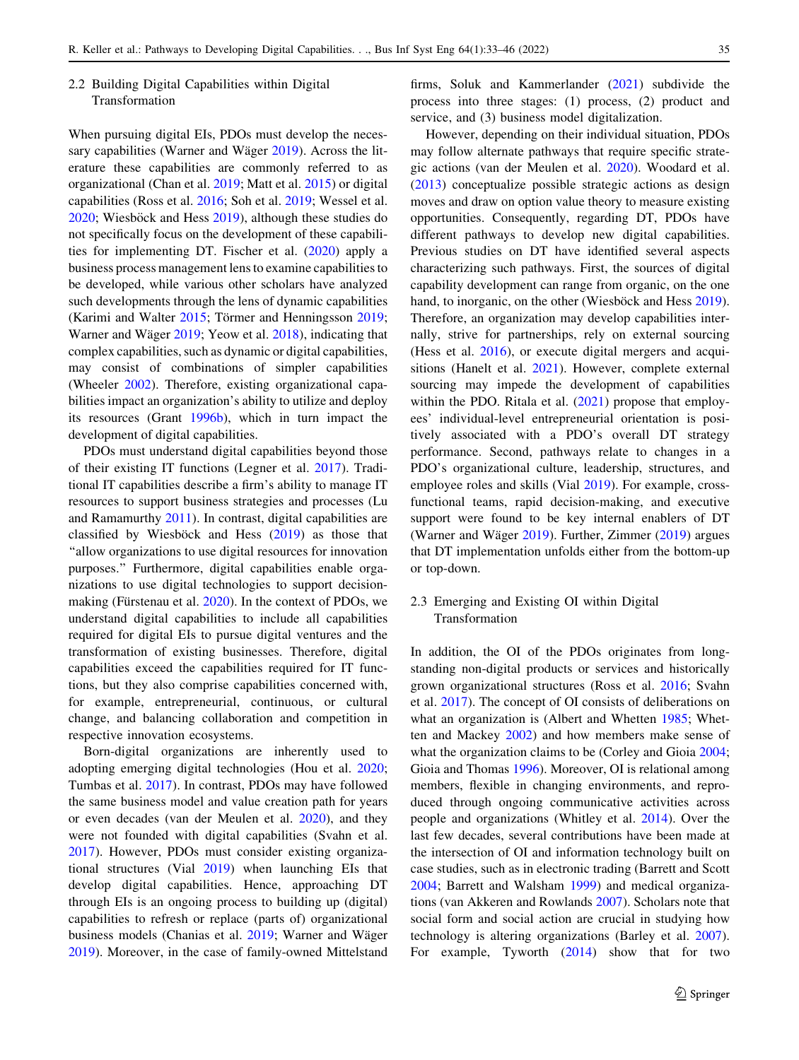### 2.2 Building Digital Capabilities within Digital Transformation

When pursuing digital EIs, PDOs must develop the necessary capabilities (Warner and Wäger 2019). Across the literature these capabilities are commonly referred to as organizational (Chan et al. 2019; Matt et al. 2015) or digital capabilities (Ross et al. 2016; Soh et al. 2019; Wessel et al. 2020; Wiesböck and Hess 2019), although these studies do not specifically focus on the development of these capabilities for implementing DT. Fischer et al. (2020) apply a business process management lens to examine capabilities to be developed, while various other scholars have analyzed such developments through the lens of dynamic capabilities (Karimi and Walter 2015; Törmer and Henningsson 2019; Warner and Wäger 2019; Yeow et al. 2018), indicating that complex capabilities, such as dynamic or digital capabilities, may consist of combinations of simpler capabilities (Wheeler 2002). Therefore, existing organizational capabilities impact an organization's ability to utilize and deploy its resources (Grant 1996b), which in turn impact the development of digital capabilities.

PDOs must understand digital capabilities beyond those of their existing IT functions (Legner et al. 2017). Traditional IT capabilities describe a firm's ability to manage IT resources to support business strategies and processes (Lu and Ramamurthy 2011). In contrast, digital capabilities are classified by Wiesböck and Hess (2019) as those that "allow organizations to use digital resources for innovation purposes." Furthermore, digital capabilities enable organizations to use digital technologies to support decision-making (Fürstenau et al. 2020). In the context of PDOs, we understand digital capabilities to include all capabilities required for digital EIs to pursue digital ventures and the transformation of existing businesses. Therefore, digital capabilities exceed the capabilities required for IT functions, but they also comprise capabilities concerned with, for example, entrepreneurial, continuous, or cultural change, and balancing collaboration and competition in respective innovation ecosystems.

Born-digital organizations are inherently used to adopting emerging digital technologies (Hou et al. 2020; Tumbas et al. 2017). In contrast, PDOs may have followed the same business model and value creation path for years or even decades (van der Meulen et al. 2020), and they were not founded with digital capabilities (Svahn et al. 2017). However, PDOs must consider existing organizational structures (Vial 2019) when launching EIs that develop digital capabilities. Hence, approaching DT through EIs is an ongoing process to building up (digital) capabilities to refresh or replace (parts of) organizational business models (Chanias et al. 2019; Warner and Wäger 2019). Moreover, in the case of family-owned Mittelstand firms, Soluk and Kammerlander (2021) subdivide the process into three stages: (1) process, (2) product and service, and (3) business model digitalization.

However, depending on their individual situation, PDOs may follow alternate pathways that require specific strategic actions (van der Meulen et al. 2020). Woodard et al. (2013) conceptualize possible strategic actions as design moves and draw on option value theory to measure existing opportunities. Consequently, regarding DT, PDOs have different pathways to develop new digital capabilities. Previous studies on DT have identified several aspects characterizing such pathways. First, the sources of digital capability development can range from organic, on the one hand, to inorganic, on the other (Wiesböck and Hess 2019). Therefore, an organization may develop capabilities internally, strive for partnerships, rely on external sourcing (Hess et al. 2016), or execute digital mergers and acquisitions (Hanelt et al. 2021). However, complete external sourcing may impede the development of capabilities within the PDO. Ritala et al. (2021) propose that employees' individual-level entrepreneurial orientation is positively associated with a PDO's overall DT strategy performance. Second, pathways relate to changes in a PDO's organizational culture, leadership, structures, and employee roles and skills (Vial 2019). For example, cross-functional teams, rapid decision-making, and executive support were found to be key internal enablers of DT (Warner and Wäger 2019). Further, Zimmer (2019) argues that DT implementation unfolds either from the bottom-up or top-down.

### 2.3 Emerging and Existing OI within Digital Transformation

In addition, the OI of the PDOs originates from long-standing non-digital products or services and historically grown organizational structures (Ross et al. 2016; Svahn et al. 2017). The concept of OI consists of deliberations on what an organization is (Albert and Whetten 1985; Whetten and Mackey 2002) and how members make sense of what the organization claims to be (Corley and Gioia 2004; Gioia and Thomas 1996). Moreover, OI is relational among members, flexible in changing environments, and reproduced through ongoing communicative activities across people and organizations (Whitley et al. 2014). Over the last few decades, several contributions have been made at the intersection of OI and information technology built on case studies, such as in electronic trading (Barrett and Scott 2004; Barrett and Walsham 1999) and medical organizations (van Akkeren and Rowlands 2007). Scholars note that social form and social action are crucial in studying how technology is altering organizations (Barley et al. 2007). For example, Tyworth (2014) show that for two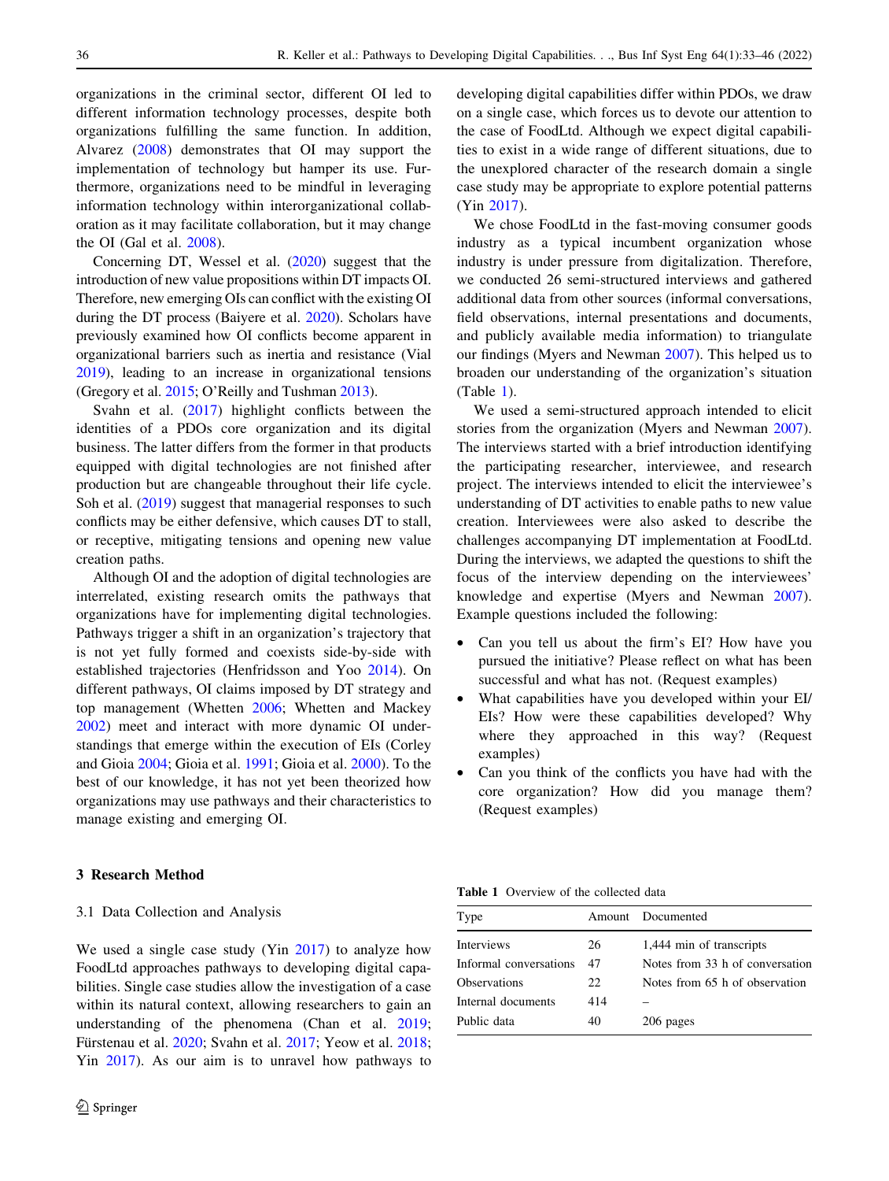organizations in the criminal sector, different OI led to different information technology processes, despite both organizations fulfilling the same function. In addition, Alvarez (2008) demonstrates that OI may support the implementation of technology but hamper its use. Furthermore, organizations need to be mindful in leveraging information technology within interorganizational collaboration as it may facilitate collaboration, but it may change the OI (Gal et al. 2008).

Concerning DT, Wessel et al. (2020) suggest that the introduction of new value propositions within DT impacts OI. Therefore, new emerging OIs can conflict with the existing OI during the DT process (Baiyere et al. 2020). Scholars have previously examined how OI conflicts become apparent in organizational barriers such as inertia and resistance (Vial 2019), leading to an increase in organizational tensions (Gregory et al. 2015; O'Reilly and Tushman 2013).

Svahn et al. (2017) highlight conflicts between the identities of a PDOs core organization and its digital business. The latter differs from the former in that products equipped with digital technologies are not finished after production but are changeable throughout their life cycle. Soh et al. (2019) suggest that managerial responses to such conflicts may be either defensive, which causes DT to stall, or receptive, mitigating tensions and opening new value creation paths.

Although OI and the adoption of digital technologies are interrelated, existing research omits the pathways that organizations have for implementing digital technologies. Pathways trigger a shift in an organization's trajectory that is not yet fully formed and coexists side-by-side with established trajectories (Henfridsson and Yoo 2014). On different pathways, OI claims imposed by DT strategy and top management (Whetten 2006; Whetten and Mackey 2002) meet and interact with more dynamic OI understandings that emerge within the execution of EIs (Corley and Gioia 2004; Gioia et al. 1991; Gioia et al. 2000). To the best of our knowledge, it has not yet been theorized how organizations may use pathways and their characteristics to manage existing and emerging OI.

## 3 Research Method

### 3.1 Data Collection and Analysis

We used a single case study (Yin 2017) to analyze how FoodLtd approaches pathways to developing digital capabilities. Single case studies allow the investigation of a case within its natural context, allowing researchers to gain an understanding of the phenomena (Chan et al. 2019; Fürstenau et al. 2020; Svahn et al. 2017; Yeow et al. 2018; Yin 2017). As our aim is to unravel how pathways to developing digital capabilities differ within PDOs, we draw on a single case, which forces us to devote our attention to the case of FoodLtd. Although we expect digital capabilities to exist in a wide range of different situations, due to the unexplored character of the research domain a single case study may be appropriate to explore potential patterns (Yin 2017).

We chose FoodLtd in the fast-moving consumer goods industry as a typical incumbent organization whose industry is under pressure from digitalization. Therefore, we conducted 26 semi-structured interviews and gathered additional data from other sources (informal conversations, field observations, internal presentations and documents, and publicly available media information) to triangulate our findings (Myers and Newman 2007). This helped us to broaden our understanding of the organization's situation (Table 1).

We used a semi-structured approach intended to elicit stories from the organization (Myers and Newman 2007). The interviews started with a brief introduction identifying the participating researcher, interviewee, and research project. The interviews intended to elicit the interviewee's understanding of DT activities to enable paths to new value creation. Interviewees were also asked to describe the challenges accompanying DT implementation at FoodLtd. During the interviews, we adapted the questions to shift the focus of the interview depending on the interviewees' knowledge and expertise (Myers and Newman 2007). Example questions included the following:

- Can you tell us about the firm's EI? How have you pursued the initiative? Please reflect on what has been successful and what has not. (Request examples)
- What capabilities have you developed within your EI/EIs? How were these capabilities developed? Why where they approached in this way? (Request examples)
- Can you think of the conflicts you have had with the core organization? How did you manage them? (Request examples)

Table 1 Overview of the collected data

| Type | Amount | Documented |
|---|---|---|
| Interviews | 26 | 1,444 min of transcripts |
| Informal conversations | 47 | Notes from 33 h of conversation |
| Observations | 22 | Notes from 65 h of observation |
| Internal documents | 414 | – |
| Public data | 40 | 206 pages |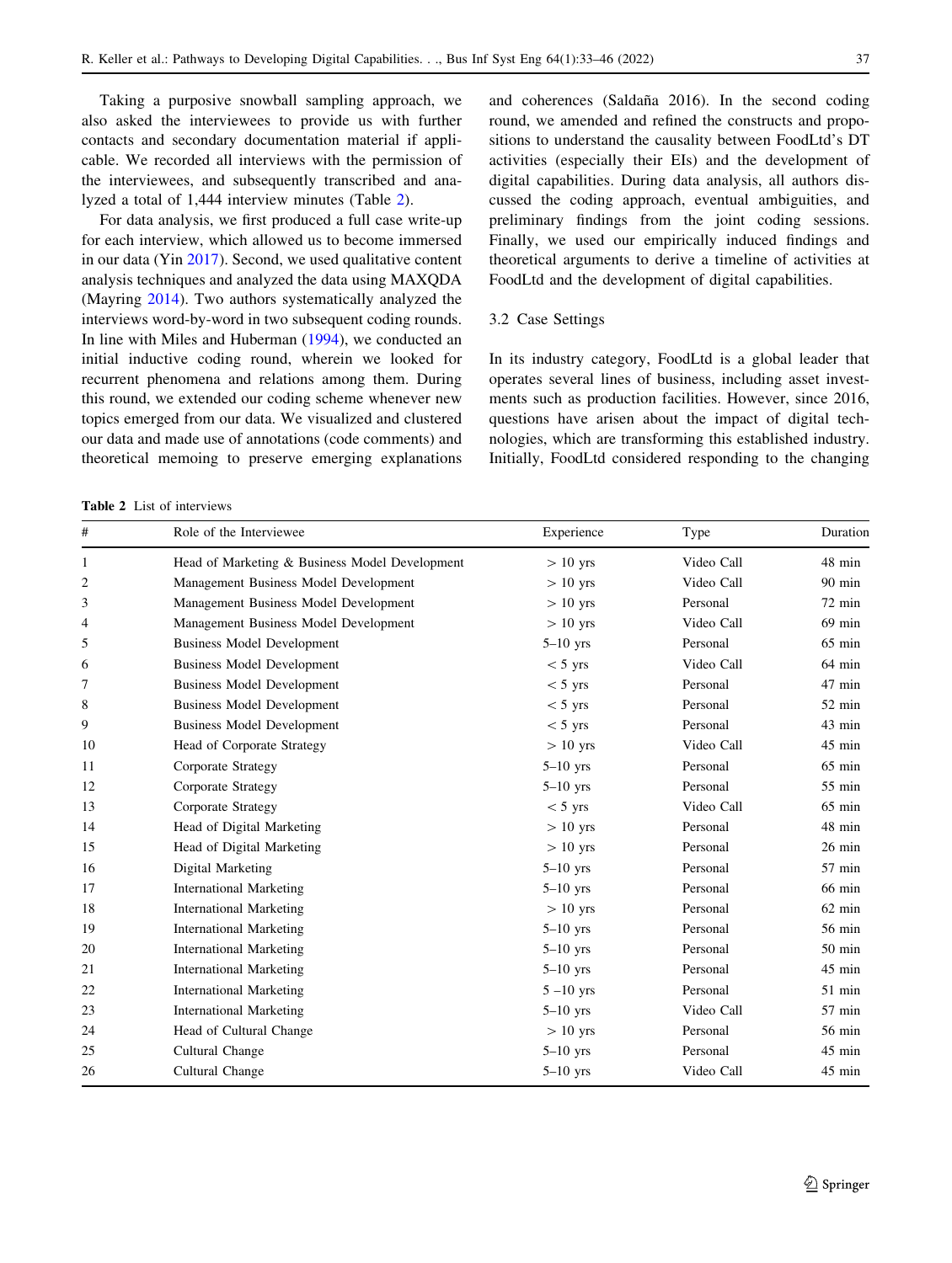Taking a purposive snowball sampling approach, we also asked the interviewees to provide us with further contacts and secondary documentation material if applicable. We recorded all interviews with the permission of the interviewees, and subsequently transcribed and analyzed a total of 1,444 interview minutes (Table 2).

For data analysis, we first produced a full case write-up for each interview, which allowed us to become immersed in our data (Yin 2017). Second, we used qualitative content analysis techniques and analyzed the data using MAXQDA (Mayring 2014). Two authors systematically analyzed the interviews word-by-word in two subsequent coding rounds. In line with Miles and Huberman (1994), we conducted an initial inductive coding round, wherein we looked for recurrent phenomena and relations among them. During this round, we extended our coding scheme whenever new topics emerged from our data. We visualized and clustered our data and made use of annotations (code comments) and theoretical memoing to preserve emerging explanations and coherences (Saldaña 2016). In the second coding round, we amended and refined the constructs and propositions to understand the causality between FoodLtd's DT activities (especially their EIs) and the development of digital capabilities. During data analysis, all authors discussed the coding approach, eventual ambiguities, and preliminary findings from the joint coding sessions. Finally, we used our empirically induced findings and theoretical arguments to derive a timeline of activities at FoodLtd and the development of digital capabilities.

### 3.2 Case Settings

In its industry category, FoodLtd is a global leader that operates several lines of business, including asset investments such as production facilities. However, since 2016, questions have arisen about the impact of digital technologies, which are transforming this established industry. Initially, FoodLtd considered responding to the changing

**Table 2** List of interviews

| # | Role of the Interviewee | Experience | Type | Duration |
|---|---|---|---|---|
| 1 | Head of Marketing & Business Model Development | > 10 yrs | Video Call | 48 min |
| 2 | Management Business Model Development | > 10 yrs | Video Call | 90 min |
| 3 | Management Business Model Development | > 10 yrs | Personal | 72 min |
| 4 | Management Business Model Development | > 10 yrs | Video Call | 69 min |
| 5 | Business Model Development | 5–10 yrs | Personal | 65 min |
| 6 | Business Model Development | < 5 yrs | Video Call | 64 min |
| 7 | Business Model Development | < 5 yrs | Personal | 47 min |
| 8 | Business Model Development | < 5 yrs | Personal | 52 min |
| 9 | Business Model Development | < 5 yrs | Personal | 43 min |
| 10 | Head of Corporate Strategy | > 10 yrs | Video Call | 45 min |
| 11 | Corporate Strategy | 5–10 yrs | Personal | 65 min |
| 12 | Corporate Strategy | 5–10 yrs | Personal | 55 min |
| 13 | Corporate Strategy | < 5 yrs | Video Call | 65 min |
| 14 | Head of Digital Marketing | > 10 yrs | Personal | 48 min |
| 15 | Head of Digital Marketing | > 10 yrs | Personal | 26 min |
| 16 | Digital Marketing | 5–10 yrs | Personal | 57 min |
| 17 | International Marketing | 5–10 yrs | Personal | 66 min |
| 18 | International Marketing | > 10 yrs | Personal | 62 min |
| 19 | International Marketing | 5–10 yrs | Personal | 56 min |
| 20 | International Marketing | 5–10 yrs | Personal | 50 min |
| 21 | International Marketing | 5–10 yrs | Personal | 45 min |
| 22 | International Marketing | 5 –10 yrs | Personal | 51 min |
| 23 | International Marketing | 5–10 yrs | Video Call | 57 min |
| 24 | Head of Cultural Change | > 10 yrs | Personal | 56 min |
| 25 | Cultural Change | 5–10 yrs | Personal | 45 min |
| 26 | Cultural Change | 5–10 yrs | Video Call | 45 min |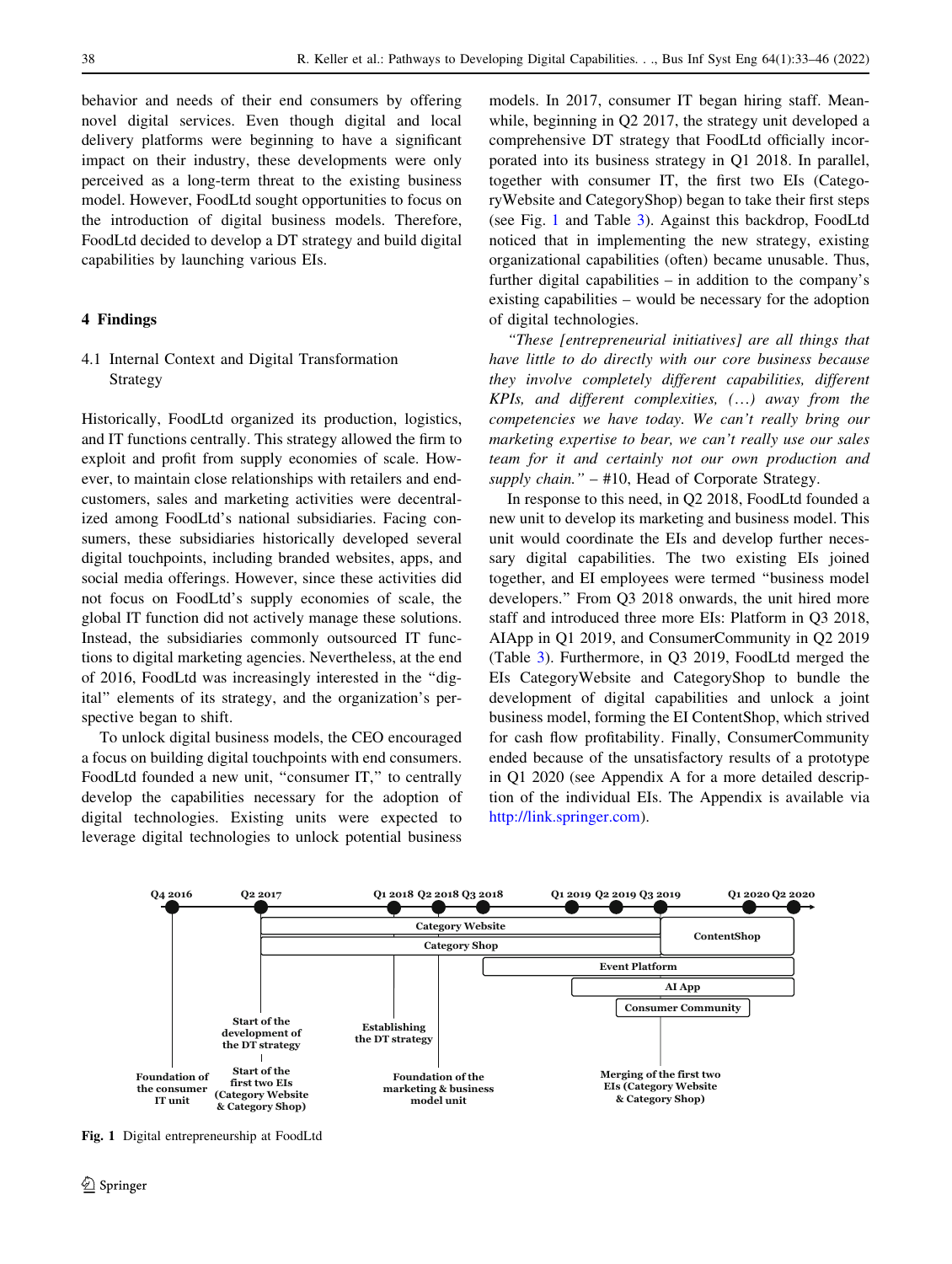behavior and needs of their end consumers by offering novel digital services. Even though digital and local delivery platforms were beginning to have a significant impact on their industry, these developments were only perceived as a long-term threat to the existing business model. However, FoodLtd sought opportunities to focus on the introduction of digital business models. Therefore, FoodLtd decided to develop a DT strategy and build digital capabilities by launching various EIs.

## 4 Findings

### 4.1 Internal Context and Digital Transformation Strategy

Historically, FoodLtd organized its production, logistics, and IT functions centrally. This strategy allowed the firm to exploit and profit from supply economies of scale. However, to maintain close relationships with retailers and end-customers, sales and marketing activities were decentralized among FoodLtd's national subsidiaries. Facing consumers, these subsidiaries historically developed several digital touchpoints, including branded websites, apps, and social media offerings. However, since these activities did not focus on FoodLtd's supply economies of scale, the global IT function did not actively manage these solutions. Instead, the subsidiaries commonly outsourced IT functions to digital marketing agencies. Nevertheless, at the end of 2016, FoodLtd was increasingly interested in the "digital" elements of its strategy, and the organization's perspective began to shift.

To unlock digital business models, the CEO encouraged a focus on building digital touchpoints with end consumers. FoodLtd founded a new unit, "consumer IT," to centrally develop the capabilities necessary for the adoption of digital technologies. Existing units were expected to leverage digital technologies to unlock potential business models. In 2017, consumer IT began hiring staff. Meanwhile, beginning in Q2 2017, the strategy unit developed a comprehensive DT strategy that FoodLtd officially incorporated into its business strategy in Q1 2018. In parallel, together with consumer IT, the first two EIs (CategoryWebsite and CategoryShop) began to take their first steps (see Fig. 1 and Table 3). Against this backdrop, FoodLtd noticed that in implementing the new strategy, existing organizational capabilities (often) became unusable. Thus, further digital capabilities – in addition to the company's existing capabilities – would be necessary for the adoption of digital technologies.

*"These [entrepreneurial initiatives] are all things that have little to do directly with our core business because they involve completely different capabilities, different KPIs, and different complexities, (…) away from the competencies we have today. We can't really bring our marketing expertise to bear, we can't really use our sales team for it and certainly not our own production and supply chain."* – #10, Head of Corporate Strategy.

In response to this need, in Q2 2018, FoodLtd founded a new unit to develop its marketing and business model. This unit would coordinate the EIs and develop further necessary digital capabilities. The two existing EIs joined together, and EI employees were termed "business model developers." From Q3 2018 onwards, the unit hired more staff and introduced three more EIs: Platform in Q3 2018, AIApp in Q1 2019, and ConsumerCommunity in Q2 2019 (Table 3). Furthermore, in Q3 2019, FoodLtd merged the EIs CategoryWebsite and CategoryShop to bundle the development of digital capabilities and unlock a joint business model, forming the EI ContentShop, which strived for cash flow profitability. Finally, ConsumerCommunity ended because of the unsatisfactory results of a prototype in Q1 2020 (see Appendix A for a more detailed description of the individual EIs. The Appendix is available via http://link.springer.com).

Timeline: Q4 2016 – Foundation of the consumer IT unit; Q2 2017 – Start of the development of the DT strategy; Start of the first two EIs (Category Website & Category Shop); Q1 2018 – Establishing the DT strategy; Q2 2018 – Foundation of the marketing & business model unit; Q3 2018; Q1 2019; Q2 2019; Q3 2019 – Merging of the first two EIs (Category Website & Category Shop); Q1 2020; Q2 2020. Bars: Category Website, Category Shop (Q2 2017–Q3 2019), ContentShop (Q3 2019–Q2 2020), Event Platform (Q3 2018–Q2 2020), AI App (Q1 2019–Q2 2020), Consumer Community (Q2 2019–Q1 2020).

Fig. 1 Digital entrepreneurship at FoodLtd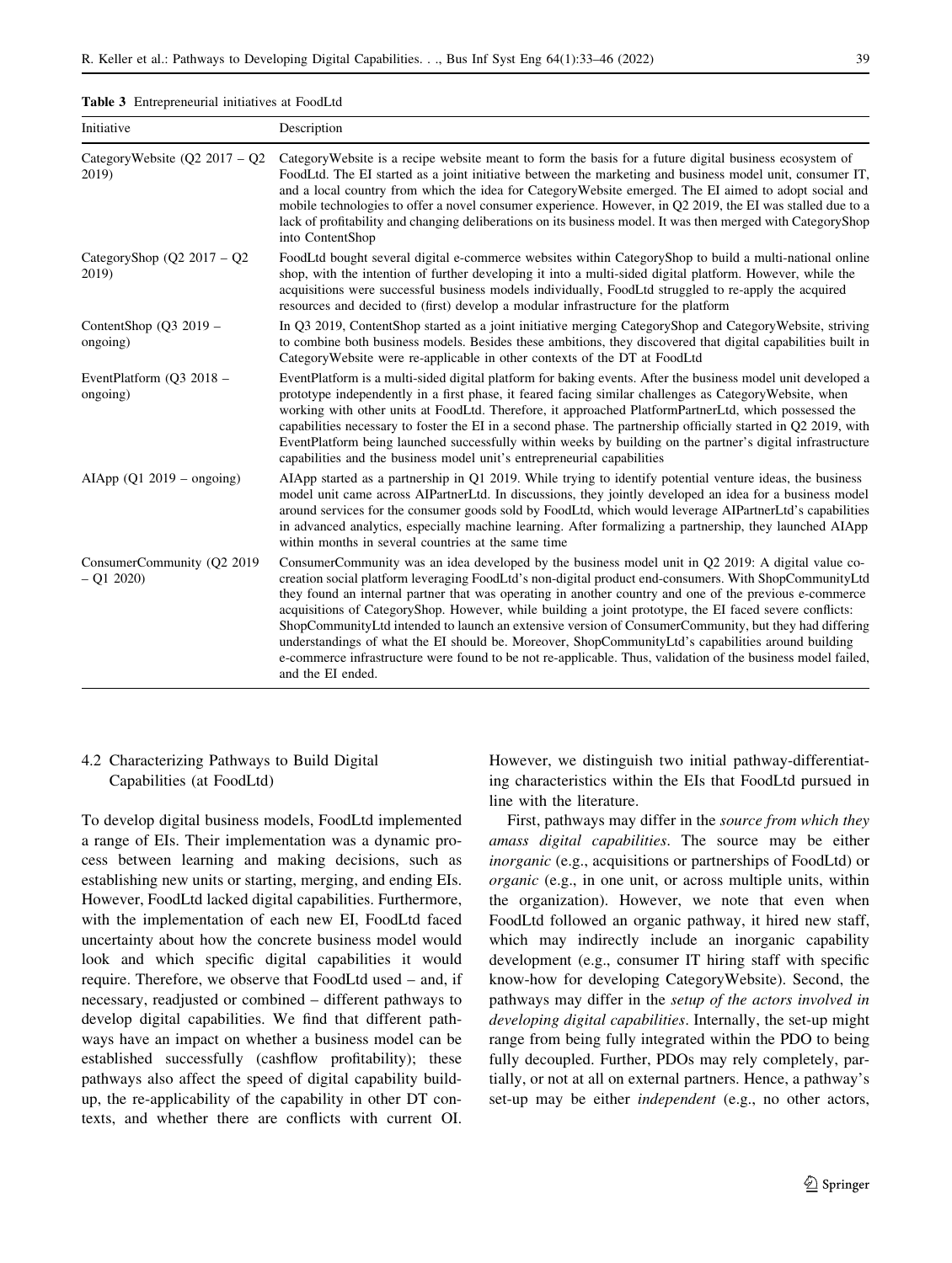**Table 3** Entrepreneurial initiatives at FoodLtd

| Initiative | Description |
|---|---|
| CategoryWebsite (Q2 2017 – Q2 2019) | CategoryWebsite is a recipe website meant to form the basis for a future digital business ecosystem of FoodLtd. The EI started as a joint initiative between the marketing and business model unit, consumer IT, and a local country from which the idea for CategoryWebsite emerged. The EI aimed to adopt social and mobile technologies to offer a novel consumer experience. However, in Q2 2019, the EI was stalled due to a lack of profitability and changing deliberations on its business model. It was then merged with CategoryShop into ContentShop |
| CategoryShop (Q2 2017 – Q2 2019) | FoodLtd bought several digital e-commerce websites within CategoryShop to build a multi-national online shop, with the intention of further developing it into a multi-sided digital platform. However, while the acquisitions were successful business models individually, FoodLtd struggled to re-apply the acquired resources and decided to (first) develop a modular infrastructure for the platform |
| ContentShop (Q3 2019 – ongoing) | In Q3 2019, ContentShop started as a joint initiative merging CategoryShop and CategoryWebsite, striving to combine both business models. Besides these ambitions, they discovered that digital capabilities built in CategoryWebsite were re-applicable in other contexts of the DT at FoodLtd |
| EventPlatform (Q3 2018 – ongoing) | EventPlatform is a multi-sided digital platform for baking events. After the business model unit developed a prototype independently in a first phase, it feared facing similar challenges as CategoryWebsite, when working with other units at FoodLtd. Therefore, it approached PlatformPartnerLtd, which possessed the capabilities necessary to foster the EI in a second phase. The partnership officially started in Q2 2019, with EventPlatform being launched successfully within weeks by building on the partner's digital infrastructure capabilities and the business model unit's entrepreneurial capabilities |
| AIApp (Q1 2019 – ongoing) | AIApp started as a partnership in Q1 2019. While trying to identify potential venture ideas, the business model unit came across AIPartnerLtd. In discussions, they jointly developed an idea for a business model around services for the consumer goods sold by FoodLtd, which would leverage AIPartnerLtd's capabilities in advanced analytics, especially machine learning. After formalizing a partnership, they launched AIApp within months in several countries at the same time |
| ConsumerCommunity (Q2 2019 – Q1 2020) | ConsumerCommunity was an idea developed by the business model unit in Q2 2019: A digital value co-creation social platform leveraging FoodLtd's non-digital product end-consumers. With ShopCommunityLtd they found an internal partner that was operating in another country and one of the previous e-commerce acquisitions of CategoryShop. However, while building a joint prototype, the EI faced severe conflicts: ShopCommunityLtd intended to launch an extensive version of ConsumerCommunity, but they had differing understandings of what the EI should be. Moreover, ShopCommunityLtd's capabilities around building e-commerce infrastructure were found to be not re-applicable. Thus, validation of the business model failed, and the EI ended. |

### 4.2 Characterizing Pathways to Build Digital Capabilities (at FoodLtd)

To develop digital business models, FoodLtd implemented a range of EIs. Their implementation was a dynamic process between learning and making decisions, such as establishing new units or starting, merging, and ending EIs. However, FoodLtd lacked digital capabilities. Furthermore, with the implementation of each new EI, FoodLtd faced uncertainty about how the concrete business model would look and which specific digital capabilities it would require. Therefore, we observe that FoodLtd used – and, if necessary, readjusted or combined – different pathways to develop digital capabilities. We find that different pathways have an impact on whether a business model can be established successfully (cashflow profitability); these pathways also affect the speed of digital capability build-up, the re-applicability of the capability in other DT contexts, and whether there are conflicts with current OI. However, we distinguish two initial pathway-differentiating characteristics within the EIs that FoodLtd pursued in line with the literature.

First, pathways may differ in the *source from which they amass digital capabilities*. The source may be either *inorganic* (e.g., acquisitions or partnerships of FoodLtd) or *organic* (e.g., in one unit, or across multiple units, within the organization). However, we note that even when FoodLtd followed an organic pathway, it hired new staff, which may indirectly include an inorganic capability development (e.g., consumer IT hiring staff with specific know-how for developing CategoryWebsite). Second, the pathways may differ in the *setup of the actors involved in developing digital capabilities*. Internally, the set-up might range from being fully integrated within the PDO to being fully decoupled. Further, PDOs may rely completely, partially, or not at all on external partners. Hence, a pathway's set-up may be either *independent* (e.g., no other actors,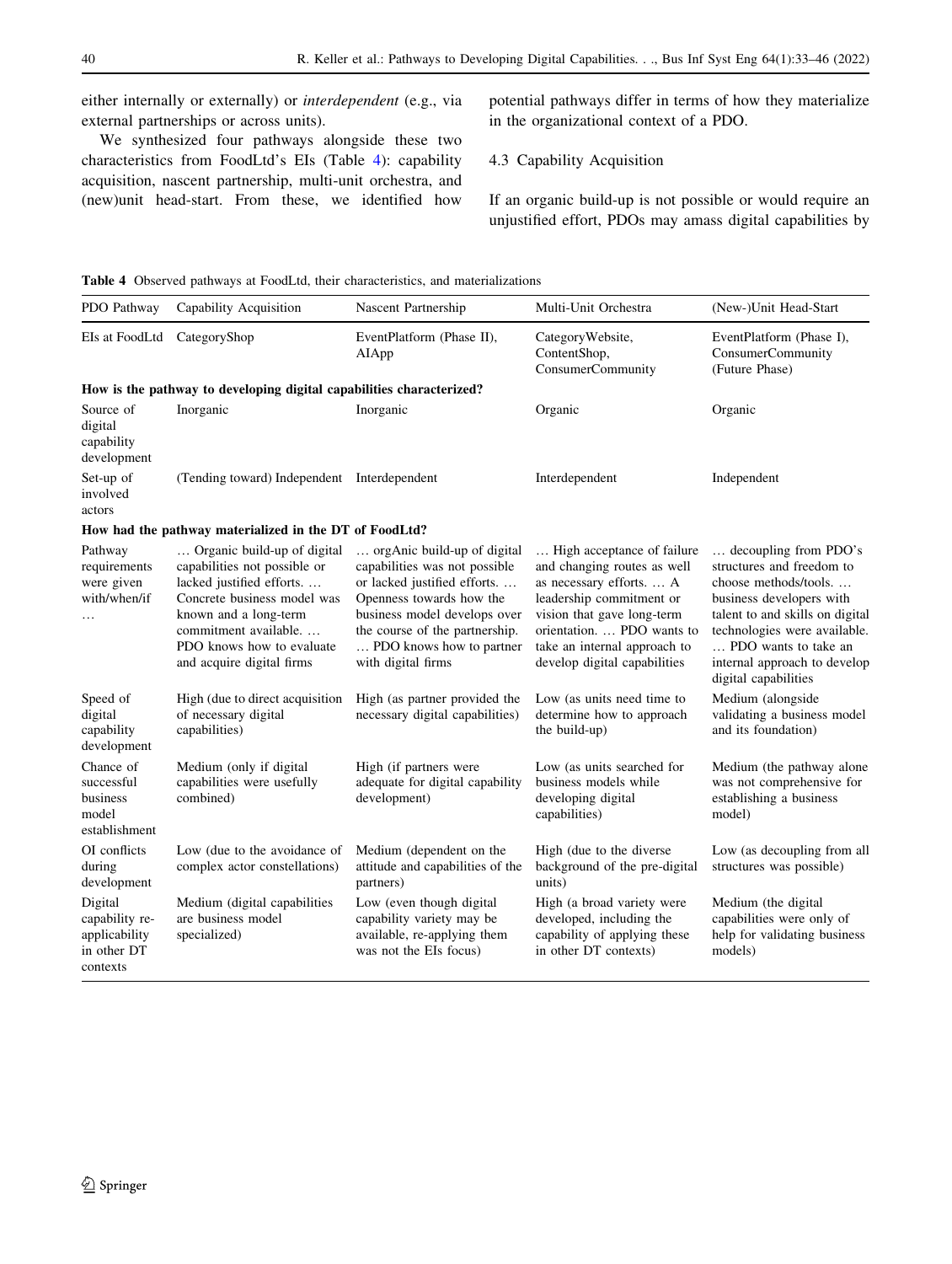either internally or externally) or *interdependent* (e.g., via external partnerships or across units).

We synthesized four pathways alongside these two characteristics from FoodLtd's EIs (Table 4): capability acquisition, nascent partnership, multi-unit orchestra, and (new)unit head-start. From these, we identified how potential pathways differ in terms of how they materialize in the organizational context of a PDO.

### 4.3 Capability Acquisition

If an organic build-up is not possible or would require an unjustified effort, PDOs may amass digital capabilities by

**Table 4** Observed pathways at FoodLtd, their characteristics, and materializations

| PDO Pathway | Capability Acquisition | Nascent Partnership | Multi-Unit Orchestra | (New-)Unit Head-Start |
|---|---|---|---|---|
| EIs at FoodLtd | CategoryShop | EventPlatform (Phase II), AIApp | CategoryWebsite, ContentShop, ConsumerCommunity | EventPlatform (Phase I), ConsumerCommunity (Future Phase) |
| **How is the pathway to developing digital capabilities characterized?** | | | | |
| Source of digital capability development | Inorganic | Inorganic | Organic | Organic |
| Set-up of involved actors | (Tending toward) Independent | Interdependent | Interdependent | Independent |
| **How had the pathway materialized in the DT of FoodLtd?** | | | | |
| Pathway requirements were given with/when/if … | … Organic build-up of digital capabilities not possible or lacked justified efforts. … Concrete business model was known and a long-term commitment available. … PDO knows how to evaluate and acquire digital firms | … orgAnic build-up of digital capabilities was not possible or lacked justified efforts. … Openness towards how the business model develops over the course of the partnership. … PDO knows how to partner with digital firms | … High acceptance of failure and changing routes as well as necessary efforts. … A leadership commitment or vision that gave long-term orientation. … PDO wants to take an internal approach to develop digital capabilities | … decoupling from PDO's structures and freedom to choose methods/tools. … business developers with talent to and skills on digital technologies were available. … PDO wants to take an internal approach to develop digital capabilities |
| Speed of digital capability development | High (due to direct acquisition of necessary digital capabilities) | High (as partner provided the necessary digital capabilities) | Low (as units need time to determine how to approach the build-up) | Medium (alongside validating a business model and its foundation) |
| Chance of successful business model establishment | Medium (only if digital capabilities were usefully combined) | High (if partners were adequate for digital capability development) | Low (as units searched for business models while developing digital capabilities) | Medium (the pathway alone was not comprehensive for establishing a business model) |
| OI conflicts during development | Low (due to the avoidance of complex actor constellations) | Medium (dependent on the attitude and capabilities of the partners) | High (due to the diverse background of the pre-digital units) | Low (as decoupling from all structures was possible) |
| Digital capability re-applicability in other DT contexts | Medium (digital capabilities are business model specialized) | Low (even though digital capability variety may be available, re-applying them was not the EIs focus) | High (a broad variety were developed, including the capability of applying these in other DT contexts) | Medium (the digital capabilities were only of help for validating business models) |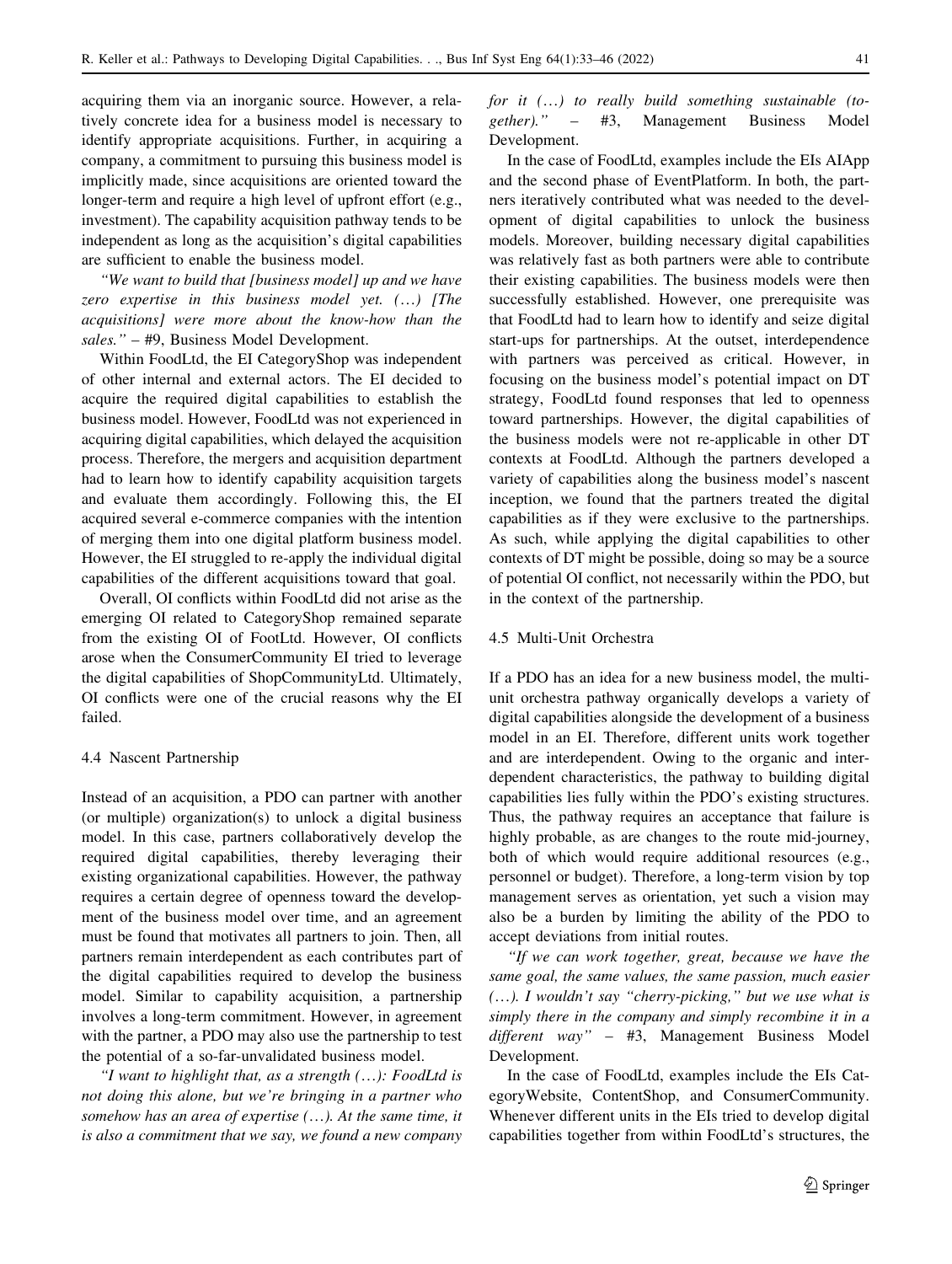acquiring them via an inorganic source. However, a relatively concrete idea for a business model is necessary to identify appropriate acquisitions. Further, in acquiring a company, a commitment to pursuing this business model is implicitly made, since acquisitions are oriented toward the longer-term and require a high level of upfront effort (e.g., investment). The capability acquisition pathway tends to be independent as long as the acquisition's digital capabilities are sufficient to enable the business model.

*"We want to build that [business model] up and we have zero expertise in this business model yet. (…) [The acquisitions] were more about the know-how than the sales."* – #9, Business Model Development.

Within FoodLtd, the EI CategoryShop was independent of other internal and external actors. The EI decided to acquire the required digital capabilities to establish the business model. However, FoodLtd was not experienced in acquiring digital capabilities, which delayed the acquisition process. Therefore, the mergers and acquisition department had to learn how to identify capability acquisition targets and evaluate them accordingly. Following this, the EI acquired several e-commerce companies with the intention of merging them into one digital platform business model. However, the EI struggled to re-apply the individual digital capabilities of the different acquisitions toward that goal.

Overall, OI conflicts within FoodLtd did not arise as the emerging OI related to CategoryShop remained separate from the existing OI of FootLtd. However, OI conflicts arose when the ConsumerCommunity EI tried to leverage the digital capabilities of ShopCommunityLtd. Ultimately, OI conflicts were one of the crucial reasons why the EI failed.

### 4.4 Nascent Partnership

Instead of an acquisition, a PDO can partner with another (or multiple) organization(s) to unlock a digital business model. In this case, partners collaboratively develop the required digital capabilities, thereby leveraging their existing organizational capabilities. However, the pathway requires a certain degree of openness toward the development of the business model over time, and an agreement must be found that motivates all partners to join. Then, all partners remain interdependent as each contributes part of the digital capabilities required to develop the business model. Similar to capability acquisition, a partnership involves a long-term commitment. However, in agreement with the partner, a PDO may also use the partnership to test the potential of a so-far-unvalidated business model.

*"I want to highlight that, as a strength (…): FoodLtd is not doing this alone, but we're bringing in a partner who somehow has an area of expertise (…). At the same time, it is also a commitment that we say, we found a new company for it (…) to really build something sustainable (together)."* – #3, Management Business Model Development.

In the case of FoodLtd, examples include the EIs AIApp and the second phase of EventPlatform. In both, the partners iteratively contributed what was needed to the development of digital capabilities to unlock the business models. Moreover, building necessary digital capabilities was relatively fast as both partners were able to contribute their existing capabilities. The business models were then successfully established. However, one prerequisite was that FoodLtd had to learn how to identify and seize digital start-ups for partnerships. At the outset, interdependence with partners was perceived as critical. However, in focusing on the business model's potential impact on DT strategy, FoodLtd found responses that led to openness toward partnerships. However, the digital capabilities of the business models were not re-applicable in other DT contexts at FoodLtd. Although the partners developed a variety of capabilities along the business model's nascent inception, we found that the partners treated the digital capabilities as if they were exclusive to the partnerships. As such, while applying the digital capabilities to other contexts of DT might be possible, doing so may be a source of potential OI conflict, not necessarily within the PDO, but in the context of the partnership.

### 4.5 Multi-Unit Orchestra

If a PDO has an idea for a new business model, the multi-unit orchestra pathway organically develops a variety of digital capabilities alongside the development of a business model in an EI. Therefore, different units work together and are interdependent. Owing to the organic and interdependent characteristics, the pathway to building digital capabilities lies fully within the PDO's existing structures. Thus, the pathway requires an acceptance that failure is highly probable, as are changes to the route mid-journey, both of which would require additional resources (e.g., personnel or budget). Therefore, a long-term vision by top management serves as orientation, yet such a vision may also be a burden by limiting the ability of the PDO to accept deviations from initial routes.

*"If we can work together, great, because we have the same goal, the same values, the same passion, much easier (…). I wouldn't say "cherry-picking," but we use what is simply there in the company and simply recombine it in a different way"* – #3, Management Business Model Development.

In the case of FoodLtd, examples include the EIs CategoryWebsite, ContentShop, and ConsumerCommunity. Whenever different units in the EIs tried to develop digital capabilities together from within FoodLtd's structures, the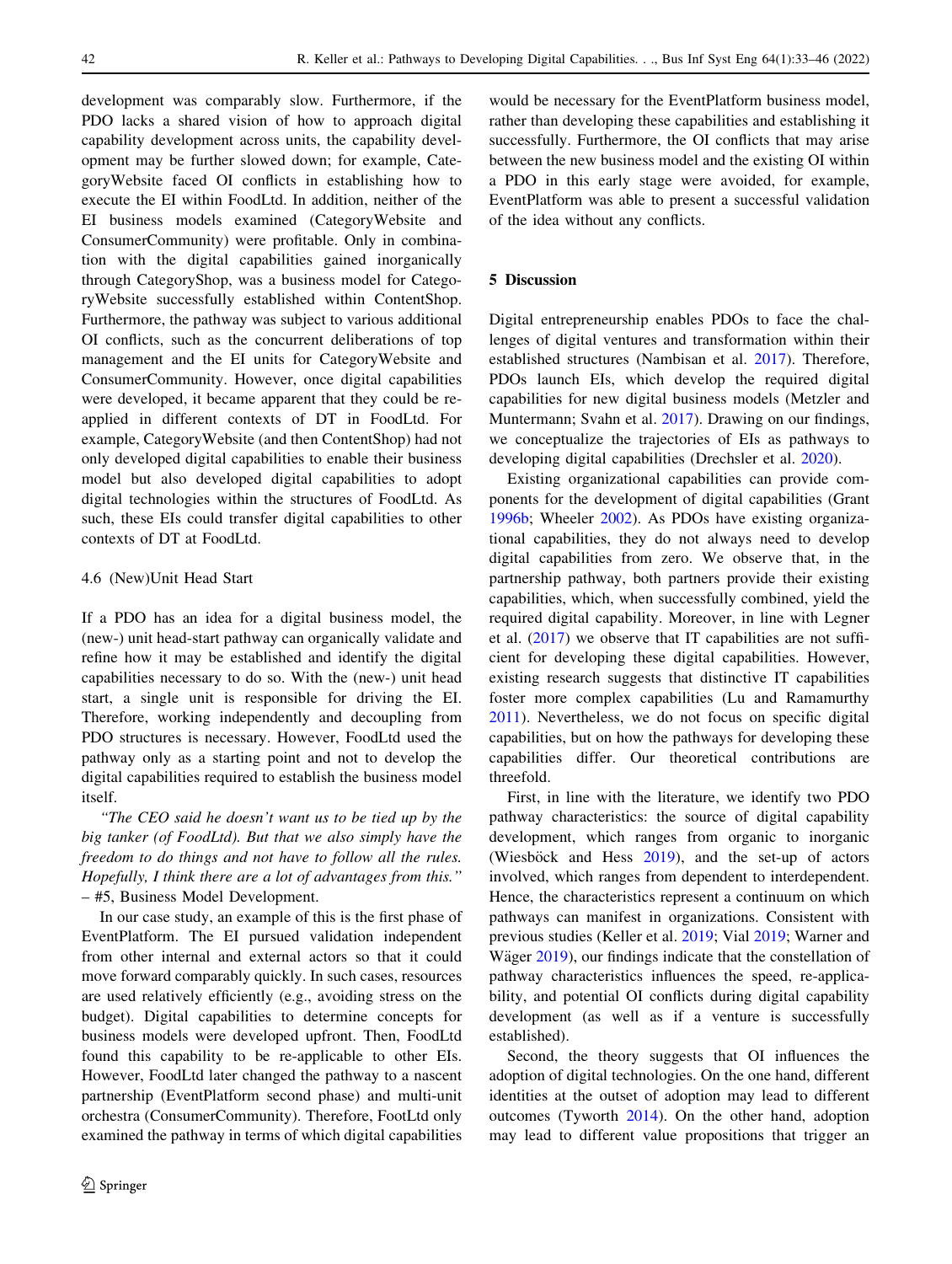development was comparably slow. Furthermore, if the PDO lacks a shared vision of how to approach digital capability development across units, the capability development may be further slowed down; for example, CategoryWebsite faced OI conflicts in establishing how to execute the EI within FoodLtd. In addition, neither of the EI business models examined (CategoryWebsite and ConsumerCommunity) were profitable. Only in combination with the digital capabilities gained inorganically through CategoryShop, was a business model for CategoryWebsite successfully established within ContentShop. Furthermore, the pathway was subject to various additional OI conflicts, such as the concurrent deliberations of top management and the EI units for CategoryWebsite and ConsumerCommunity. However, once digital capabilities were developed, it became apparent that they could be re-applied in different contexts of DT in FoodLtd. For example, CategoryWebsite (and then ContentShop) had not only developed digital capabilities to enable their business model but also developed digital capabilities to adopt digital technologies within the structures of FoodLtd. As such, these EIs could transfer digital capabilities to other contexts of DT at FoodLtd.

### 4.6 (New)Unit Head Start

If a PDO has an idea for a digital business model, the (new-) unit head-start pathway can organically validate and refine how it may be established and identify the digital capabilities necessary to do so. With the (new-) unit head start, a single unit is responsible for driving the EI. Therefore, working independently and decoupling from PDO structures is necessary. However, FoodLtd used the pathway only as a starting point and not to develop the digital capabilities required to establish the business model itself.

*"The CEO said he doesn't want us to be tied up by the big tanker (of FoodLtd). But that we also simply have the freedom to do things and not have to follow all the rules. Hopefully, I think there are a lot of advantages from this."* – #5, Business Model Development.

In our case study, an example of this is the first phase of EventPlatform. The EI pursued validation independent from other internal and external actors so that it could move forward comparably quickly. In such cases, resources are used relatively efficiently (e.g., avoiding stress on the budget). Digital capabilities to determine concepts for business models were developed upfront. Then, FoodLtd found this capability to be re-applicable to other EIs. However, FoodLtd later changed the pathway to a nascent partnership (EventPlatform second phase) and multi-unit orchestra (ConsumerCommunity). Therefore, FootLtd only examined the pathway in terms of which digital capabilities would be necessary for the EventPlatform business model, rather than developing these capabilities and establishing it successfully. Furthermore, the OI conflicts that may arise between the new business model and the existing OI within a PDO in this early stage were avoided, for example, EventPlatform was able to present a successful validation of the idea without any conflicts.

## 5 Discussion

Digital entrepreneurship enables PDOs to face the challenges of digital ventures and transformation within their established structures (Nambisan et al. 2017). Therefore, PDOs launch EIs, which develop the required digital capabilities for new digital business models (Metzler and Muntermann; Svahn et al. 2017). Drawing on our findings, we conceptualize the trajectories of EIs as pathways to developing digital capabilities (Drechsler et al. 2020).

Existing organizational capabilities can provide components for the development of digital capabilities (Grant 1996b; Wheeler 2002). As PDOs have existing organizational capabilities, they do not always need to develop digital capabilities from zero. We observe that, in the partnership pathway, both partners provide their existing capabilities, which, when successfully combined, yield the required digital capability. Moreover, in line with Legner et al. (2017) we observe that IT capabilities are not sufficient for developing these digital capabilities. However, existing research suggests that distinctive IT capabilities foster more complex capabilities (Lu and Ramamurthy 2011). Nevertheless, we do not focus on specific digital capabilities, but on how the pathways for developing these capabilities differ. Our theoretical contributions are threefold.

First, in line with the literature, we identify two PDO pathway characteristics: the source of digital capability development, which ranges from organic to inorganic (Wiesböck and Hess 2019), and the set-up of actors involved, which ranges from dependent to interdependent. Hence, the characteristics represent a continuum on which pathways can manifest in organizations. Consistent with previous studies (Keller et al. 2019; Vial 2019; Warner and Wäger 2019), our findings indicate that the constellation of pathway characteristics influences the speed, re-applicability, and potential OI conflicts during digital capability development (as well as if a venture is successfully established).

Second, the theory suggests that OI influences the adoption of digital technologies. On the one hand, different identities at the outset of adoption may lead to different outcomes (Tyworth 2014). On the other hand, adoption may lead to different value propositions that trigger an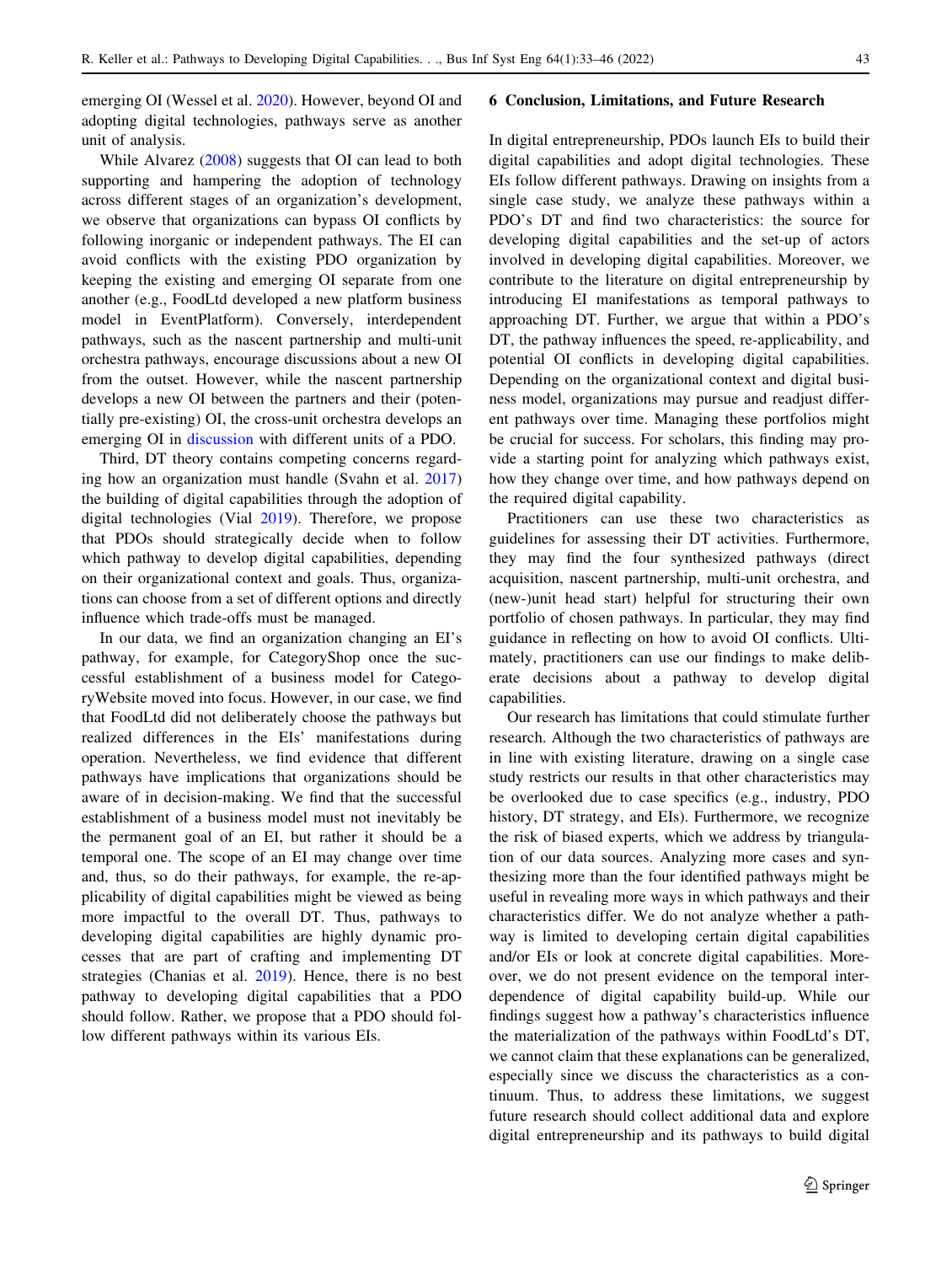emerging OI (Wessel et al. 2020). However, beyond OI and adopting digital technologies, pathways serve as another unit of analysis.

While Alvarez (2008) suggests that OI can lead to both supporting and hampering the adoption of technology across different stages of an organization's development, we observe that organizations can bypass OI conflicts by following inorganic or independent pathways. The EI can avoid conflicts with the existing PDO organization by keeping the existing and emerging OI separate from one another (e.g., FoodLtd developed a new platform business model in EventPlatform). Conversely, interdependent pathways, such as the nascent partnership and multi-unit orchestra pathways, encourage discussions about a new OI from the outset. However, while the nascent partnership develops a new OI between the partners and their (potentially pre-existing) OI, the cross-unit orchestra develops an emerging OI in discussion with different units of a PDO.

Third, DT theory contains competing concerns regarding how an organization must handle (Svahn et al. 2017) the building of digital capabilities through the adoption of digital technologies (Vial 2019). Therefore, we propose that PDOs should strategically decide when to follow which pathway to develop digital capabilities, depending on their organizational context and goals. Thus, organizations can choose from a set of different options and directly influence which trade-offs must be managed.

In our data, we find an organization changing an EI's pathway, for example, for CategoryShop once the successful establishment of a business model for CategoryWebsite moved into focus. However, in our case, we find that FoodLtd did not deliberately choose the pathways but realized differences in the EIs' manifestations during operation. Nevertheless, we find evidence that different pathways have implications that organizations should be aware of in decision-making. We find that the successful establishment of a business model must not inevitably be the permanent goal of an EI, but rather it should be a temporal one. The scope of an EI may change over time and, thus, so do their pathways, for example, the re-applicability of digital capabilities might be viewed as being more impactful to the overall DT. Thus, pathways to developing digital capabilities are highly dynamic processes that are part of crafting and implementing DT strategies (Chanias et al. 2019). Hence, there is no best pathway to developing digital capabilities that a PDO should follow. Rather, we propose that a PDO should follow different pathways within its various EIs.

## 6 Conclusion, Limitations, and Future Research

In digital entrepreneurship, PDOs launch EIs to build their digital capabilities and adopt digital technologies. These EIs follow different pathways. Drawing on insights from a single case study, we analyze these pathways within a PDO's DT and find two characteristics: the source for developing digital capabilities and the set-up of actors involved in developing digital capabilities. Moreover, we contribute to the literature on digital entrepreneurship by introducing EI manifestations as temporal pathways to approaching DT. Further, we argue that within a PDO's DT, the pathway influences the speed, re-applicability, and potential OI conflicts in developing digital capabilities. Depending on the organizational context and digital business model, organizations may pursue and readjust different pathways over time. Managing these portfolios might be crucial for success. For scholars, this finding may provide a starting point for analyzing which pathways exist, how they change over time, and how pathways depend on the required digital capability.

Practitioners can use these two characteristics as guidelines for assessing their DT activities. Furthermore, they may find the four synthesized pathways (direct acquisition, nascent partnership, multi-unit orchestra, and (new-)unit head start) helpful for structuring their own portfolio of chosen pathways. In particular, they may find guidance in reflecting on how to avoid OI conflicts. Ultimately, practitioners can use our findings to make deliberate decisions about a pathway to develop digital capabilities.

Our research has limitations that could stimulate further research. Although the two characteristics of pathways are in line with existing literature, drawing on a single case study restricts our results in that other characteristics may be overlooked due to case specifics (e.g., industry, PDO history, DT strategy, and EIs). Furthermore, we recognize the risk of biased experts, which we address by triangulation of our data sources. Analyzing more cases and synthesizing more than the four identified pathways might be useful in revealing more ways in which pathways and their characteristics differ. We do not analyze whether a pathway is limited to developing certain digital capabilities and/or EIs or look at concrete digital capabilities. Moreover, we do not present evidence on the temporal interdependence of digital capability build-up. While our findings suggest how a pathway's characteristics influence the materialization of the pathways within FoodLtd's DT, we cannot claim that these explanations can be generalized, especially since we discuss the characteristics as a continuum. Thus, to address these limitations, we suggest future research should collect additional data and explore digital entrepreneurship and its pathways to build digital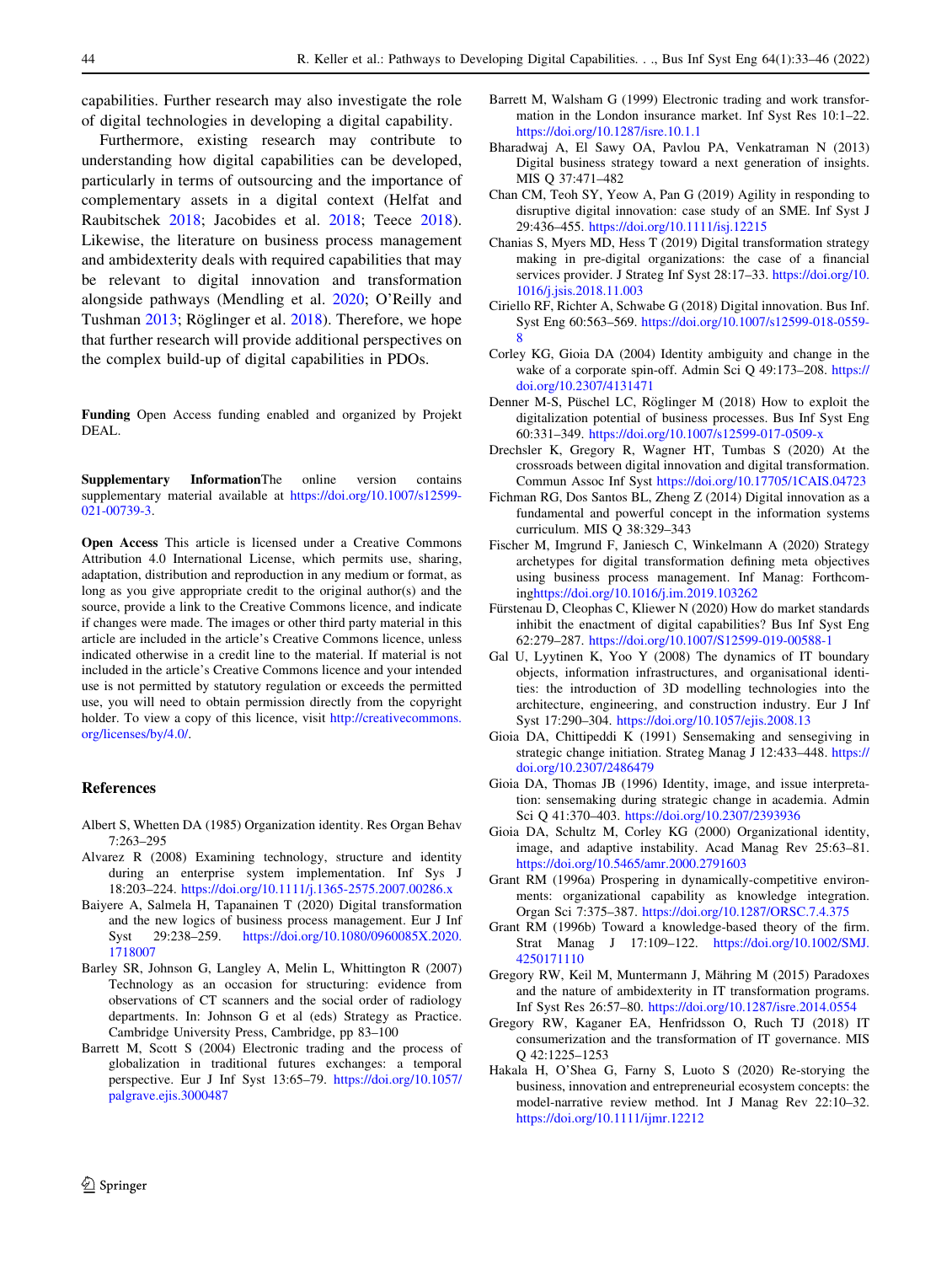capabilities. Further research may also investigate the role of digital technologies in developing a digital capability.

Furthermore, existing research may contribute to understanding how digital capabilities can be developed, particularly in terms of outsourcing and the importance of complementary assets in a digital context (Helfat and Raubitschek 2018; Jacobides et al. 2018; Teece 2018). Likewise, the literature on business process management and ambidexterity deals with required capabilities that may be relevant to digital innovation and transformation alongside pathways (Mendling et al. 2020; O'Reilly and Tushman 2013; Röglinger et al. 2018). Therefore, we hope that further research will provide additional perspectives on the complex build-up of digital capabilities in PDOs.

**Funding** Open Access funding enabled and organized by Projekt DEAL.

**Supplementary Information**The online version contains supplementary material available at https://doi.org/10.1007/s12599-021-00739-3.

**Open Access** This article is licensed under a Creative Commons Attribution 4.0 International License, which permits use, sharing, adaptation, distribution and reproduction in any medium or format, as long as you give appropriate credit to the original author(s) and the source, provide a link to the Creative Commons licence, and indicate if changes were made. The images or other third party material in this article are included in the article's Creative Commons licence, unless indicated otherwise in a credit line to the material. If material is not included in the article's Creative Commons licence and your intended use is not permitted by statutory regulation or exceeds the permitted use, you will need to obtain permission directly from the copyright holder. To view a copy of this licence, visit http://creativecommons.org/licenses/by/4.0/.

## References

Albert S, Whetten DA (1985) Organization identity. Res Organ Behav 7:263–295

Alvarez R (2008) Examining technology, structure and identity during an enterprise system implementation. Inf Sys J 18:203–224. https://doi.org/10.1111/j.1365-2575.2007.00286.x

Baiyere A, Salmela H, Tapanainen T (2020) Digital transformation and the new logics of business process management. Eur J Inf Syst 29:238–259. https://doi.org/10.1080/0960085X.2020.1718007

Barley SR, Johnson G, Langley A, Melin L, Whittington R (2007) Technology as an occasion for structuring: evidence from observations of CT scanners and the social order of radiology departments. In: Johnson G et al (eds) Strategy as Practice. Cambridge University Press, Cambridge, pp 83–100

Barrett M, Scott S (2004) Electronic trading and the process of globalization in traditional futures exchanges: a temporal perspective. Eur J Inf Syst 13:65–79. https://doi.org/10.1057/palgrave.ejis.3000487

Barrett M, Walsham G (1999) Electronic trading and work transformation in the London insurance market. Inf Syst Res 10:1–22. https://doi.org/10.1287/isre.10.1.1

Bharadwaj A, El Sawy OA, Pavlou PA, Venkatraman N (2013) Digital business strategy toward a next generation of insights. MIS Q 37:471–482

Chan CM, Teoh SY, Yeow A, Pan G (2019) Agility in responding to disruptive digital innovation: case study of an SME. Inf Syst J 29:436–455. https://doi.org/10.1111/isj.12215

Chanias S, Myers MD, Hess T (2019) Digital transformation strategy making in pre-digital organizations: the case of a financial services provider. J Strateg Inf Syst 28:17–33. https://doi.org/10.1016/j.jsis.2018.11.003

Ciriello RF, Richter A, Schwabe G (2018) Digital innovation. Bus Inf. Syst Eng 60:563–569. https://doi.org/10.1007/s12599-018-0559-8

Corley KG, Gioia DA (2004) Identity ambiguity and change in the wake of a corporate spin-off. Admin Sci Q 49:173–208. https://doi.org/10.2307/4131471

Denner M-S, Püschel LC, Röglinger M (2018) How to exploit the digitalization potential of business processes. Bus Inf Syst Eng 60:331–349. https://doi.org/10.1007/s12599-017-0509-x

Drechsler K, Gregory R, Wagner HT, Tumbas S (2020) At the crossroads between digital innovation and digital transformation. Commun Assoc Inf Syst https://doi.org/10.17705/1CAIS.04723

Fichman RG, Dos Santos BL, Zheng Z (2014) Digital innovation as a fundamental and powerful concept in the information systems curriculum. MIS Q 38:329–343

Fischer M, Imgrund F, Janiesch C, Winkelmann A (2020) Strategy archetypes for digital transformation defining meta objectives using business process management. Inf Manag: Forthcominghttps://doi.org/10.1016/j.im.2019.103262

Fürstenau D, Cleophas C, Kliewer N (2020) How do market standards inhibit the enactment of digital capabilities? Bus Inf Syst Eng 62:279–287. https://doi.org/10.1007/S12599-019-00588-1

Gal U, Lyytinen K, Yoo Y (2008) The dynamics of IT boundary objects, information infrastructures, and organisational identities: the introduction of 3D modelling technologies into the architecture, engineering, and construction industry. Eur J Inf Syst 17:290–304. https://doi.org/10.1057/ejis.2008.13

Gioia DA, Chittipeddi K (1991) Sensemaking and sensegiving in strategic change initiation. Strateg Manag J 12:433–448. https://doi.org/10.2307/2486479

Gioia DA, Thomas JB (1996) Identity, image, and issue interpretation: sensemaking during strategic change in academia. Admin Sci Q 41:370–403. https://doi.org/10.2307/2393936

Gioia DA, Schultz M, Corley KG (2000) Organizational identity, image, and adaptive instability. Acad Manag Rev 25:63–81. https://doi.org/10.5465/amr.2000.2791603

Grant RM (1996a) Prospering in dynamically-competitive environments: organizational capability as knowledge integration. Organ Sci 7:375–387. https://doi.org/10.1287/ORSC.7.4.375

Grant RM (1996b) Toward a knowledge-based theory of the firm. Strat Manag J 17:109–122. https://doi.org/10.1002/SMJ.4250171110

Gregory RW, Keil M, Muntermann J, Mähring M (2015) Paradoxes and the nature of ambidexterity in IT transformation programs. Inf Syst Res 26:57–80. https://doi.org/10.1287/isre.2014.0554

Gregory RW, Kaganer EA, Henfridsson O, Ruch TJ (2018) IT consumerization and the transformation of IT governance. MIS Q 42:1225–1253

Hakala H, O'Shea G, Farny S, Luoto S (2020) Re-storying the business, innovation and entrepreneurial ecosystem concepts: the model-narrative review method. Int J Manag Rev 22:10–32. https://doi.org/10.1111/ijmr.12212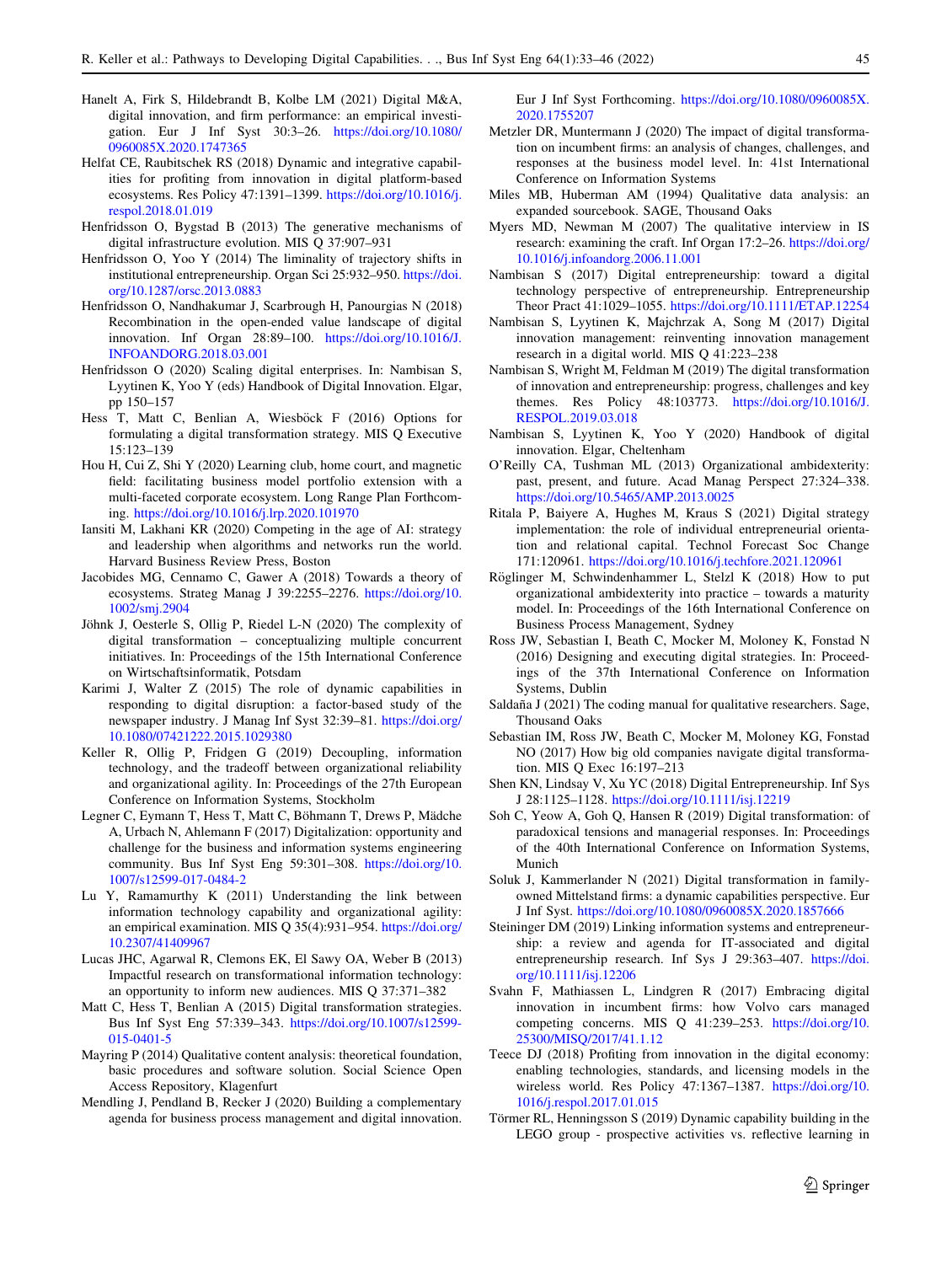Hanelt A, Firk S, Hildebrandt B, Kolbe LM (2021) Digital M&A, digital innovation, and firm performance: an empirical investigation. Eur J Inf Syst 30:3–26. https://doi.org/10.1080/0960085X.2020.1747365

Helfat CE, Raubitschek RS (2018) Dynamic and integrative capabilities for profiting from innovation in digital platform-based ecosystems. Res Policy 47:1391–1399. https://doi.org/10.1016/j.respol.2018.01.019

Henfridsson O, Bygstad B (2013) The generative mechanisms of digital infrastructure evolution. MIS Q 37:907–931

Henfridsson O, Yoo Y (2014) The liminality of trajectory shifts in institutional entrepreneurship. Organ Sci 25:932–950. https://doi.org/10.1287/orsc.2013.0883

Henfridsson O, Nandhakumar J, Scarbrough H, Panourgias N (2018) Recombination in the open-ended value landscape of digital innovation. Inf Organ 28:89–100. https://doi.org/10.1016/J.INFOANDORG.2018.03.001

Henfridsson O (2020) Scaling digital enterprises. In: Nambisan S, Lyytinen K, Yoo Y (eds) Handbook of Digital Innovation. Elgar, pp 150–157

Hess T, Matt C, Benlian A, Wiesböck F (2016) Options for formulating a digital transformation strategy. MIS Q Executive 15:123–139

Hou H, Cui Z, Shi Y (2020) Learning club, home court, and magnetic field: facilitating business model portfolio extension with a multi-faceted corporate ecosystem. Long Range Plan Forthcoming. https://doi.org/10.1016/j.lrp.2020.101970

Iansiti M, Lakhani KR (2020) Competing in the age of AI: strategy and leadership when algorithms and networks run the world. Harvard Business Review Press, Boston

Jacobides MG, Cennamo C, Gawer A (2018) Towards a theory of ecosystems. Strateg Manag J 39:2255–2276. https://doi.org/10.1002/smj.2904

Jöhnk J, Oesterle S, Ollig P, Riedel L-N (2020) The complexity of digital transformation – conceptualizing multiple concurrent initiatives. In: Proceedings of the 15th International Conference on Wirtschaftsinformatik, Potsdam

Karimi J, Walter Z (2015) The role of dynamic capabilities in responding to digital disruption: a factor-based study of the newspaper industry. J Manag Inf Syst 32:39–81. https://doi.org/10.1080/07421222.2015.1029380

Keller R, Ollig P, Fridgen G (2019) Decoupling, information technology, and the tradeoff between organizational reliability and organizational agility. In: Proceedings of the 27th European Conference on Information Systems, Stockholm

Legner C, Eymann T, Hess T, Matt C, Böhmann T, Drews P, Mädche A, Urbach N, Ahlemann F (2017) Digitalization: opportunity and challenge for the business and information systems engineering community. Bus Inf Syst Eng 59:301–308. https://doi.org/10.1007/s12599-017-0484-2

Lu Y, Ramamurthy K (2011) Understanding the link between information technology capability and organizational agility: an empirical examination. MIS Q 35(4):931–954. https://doi.org/10.2307/41409967

Lucas JHC, Agarwal R, Clemons EK, El Sawy OA, Weber B (2013) Impactful research on transformational information technology: an opportunity to inform new audiences. MIS Q 37:371–382

Matt C, Hess T, Benlian A (2015) Digital transformation strategies. Bus Inf Syst Eng 57:339–343. https://doi.org/10.1007/s12599-015-0401-5

Mayring P (2014) Qualitative content analysis: theoretical foundation, basic procedures and software solution. Social Science Open Access Repository, Klagenfurt

Mendling J, Pendland B, Recker J (2020) Building a complementary agenda for business process management and digital innovation. Eur J Inf Syst Forthcoming. https://doi.org/10.1080/0960085X.2020.1755207

Metzler DR, Muntermann J (2020) The impact of digital transformation on incumbent firms: an analysis of changes, challenges, and responses at the business model level. In: 41st International Conference on Information Systems

Miles MB, Huberman AM (1994) Qualitative data analysis: an expanded sourcebook. SAGE, Thousand Oaks

Myers MD, Newman M (2007) The qualitative interview in IS research: examining the craft. Inf Organ 17:2–26. https://doi.org/10.1016/j.infoandorg.2006.11.001

Nambisan S (2017) Digital entrepreneurship: toward a digital technology perspective of entrepreneurship. Entrepreneurship Theor Pract 41:1029–1055. https://doi.org/10.1111/ETAP.12254

Nambisan S, Lyytinen K, Majchrzak A, Song M (2017) Digital innovation management: reinventing innovation management research in a digital world. MIS Q 41:223–238

Nambisan S, Wright M, Feldman M (2019) The digital transformation of innovation and entrepreneurship: progress, challenges and key themes. Res Policy 48:103773. https://doi.org/10.1016/J.RESPOL.2019.03.018

Nambisan S, Lyytinen K, Yoo Y (2020) Handbook of digital innovation. Elgar, Cheltenham

O'Reilly CA, Tushman ML (2013) Organizational ambidexterity: past, present, and future. Acad Manag Perspect 27:324–338. https://doi.org/10.5465/AMP.2013.0025

Ritala P, Baiyere A, Hughes M, Kraus S (2021) Digital strategy implementation: the role of individual entrepreneurial orientation and relational capital. Technol Forecast Soc Change 171:120961. https://doi.org/10.1016/j.techfore.2021.120961

Röglinger M, Schwindenhammer L, Stelzl K (2018) How to put organizational ambidexterity into practice – towards a maturity model. In: Proceedings of the 16th International Conference on Business Process Management, Sydney

Ross JW, Sebastian I, Beath C, Mocker M, Moloney K, Fonstad N (2016) Designing and executing digital strategies. In: Proceedings of the 37th International Conference on Information Systems, Dublin

Saldaña J (2021) The coding manual for qualitative researchers. Sage, Thousand Oaks

Sebastian IM, Ross JW, Beath C, Mocker M, Moloney KG, Fonstad NO (2017) How big old companies navigate digital transformation. MIS Q Exec 16:197–213

Shen KN, Lindsay V, Xu YC (2018) Digital Entrepreneurship. Inf Sys J 28:1125–1128. https://doi.org/10.1111/isj.12219

Soh C, Yeow A, Goh Q, Hansen R (2019) Digital transformation: of paradoxical tensions and managerial responses. In: Proceedings of the 40th International Conference on Information Systems, Munich

Soluk J, Kammerlander N (2021) Digital transformation in family-owned Mittelstand firms: a dynamic capabilities perspective. Eur J Inf Syst. https://doi.org/10.1080/0960085X.2020.1857666

Steininger DM (2019) Linking information systems and entrepreneurship: a review and agenda for IT-associated and digital entrepreneurship research. Inf Sys J 29:363–407. https://doi.org/10.1111/isj.12206

Svahn F, Mathiassen L, Lindgren R (2017) Embracing digital innovation in incumbent firms: how Volvo cars managed competing concerns. MIS Q 41:239–253. https://doi.org/10.25300/MISQ/2017/41.1.12

Teece DJ (2018) Profiting from innovation in the digital economy: enabling technologies, standards, and licensing models in the wireless world. Res Policy 47:1367–1387. https://doi.org/10.1016/j.respol.2017.01.015

Törmer RL, Henningsson S (2019) Dynamic capability building in the LEGO group - prospective activities vs. reflective learning in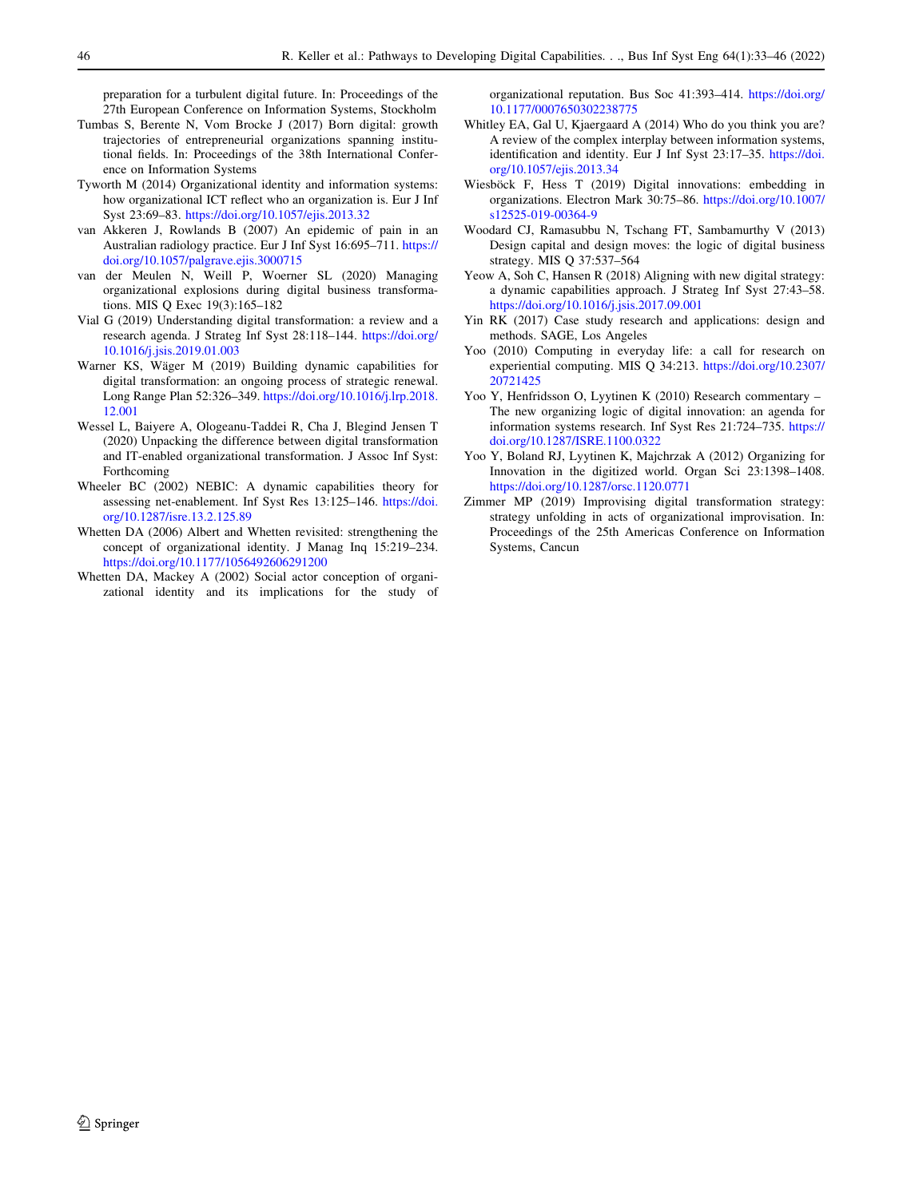preparation for a turbulent digital future. In: Proceedings of the 27th European Conference on Information Systems, Stockholm

Tumbas S, Berente N, Vom Brocke J (2017) Born digital: growth trajectories of entrepreneurial organizations spanning institutional fields. In: Proceedings of the 38th International Conference on Information Systems

Tyworth M (2014) Organizational identity and information systems: how organizational ICT reflect who an organization is. Eur J Inf Syst 23:69–83. https://doi.org/10.1057/ejis.2013.32

van Akkeren J, Rowlands B (2007) An epidemic of pain in an Australian radiology practice. Eur J Inf Syst 16:695–711. https://doi.org/10.1057/palgrave.ejis.3000715

van der Meulen N, Weill P, Woerner SL (2020) Managing organizational explosions during digital business transformations. MIS Q Exec 19(3):165–182

Vial G (2019) Understanding digital transformation: a review and a research agenda. J Strateg Inf Syst 28:118–144. https://doi.org/10.1016/j.jsis.2019.01.003

Warner KS, Wäger M (2019) Building dynamic capabilities for digital transformation: an ongoing process of strategic renewal. Long Range Plan 52:326–349. https://doi.org/10.1016/j.lrp.2018.12.001

Wessel L, Baiyere A, Ologeanu-Taddei R, Cha J, Blegind Jensen T (2020) Unpacking the difference between digital transformation and IT-enabled organizational transformation. J Assoc Inf Syst: Forthcoming

Wheeler BC (2002) NEBIC: A dynamic capabilities theory for assessing net-enablement. Inf Syst Res 13:125–146. https://doi.org/10.1287/isre.13.2.125.89

Whetten DA (2006) Albert and Whetten revisited: strengthening the concept of organizational identity. J Manag Inq 15:219–234. https://doi.org/10.1177/1056492606291200

Whetten DA, Mackey A (2002) Social actor conception of organizational identity and its implications for the study of organizational reputation. Bus Soc 41:393–414. https://doi.org/10.1177/0007650302238775

Whitley EA, Gal U, Kjaergaard A (2014) Who do you think you are? A review of the complex interplay between information systems, identification and identity. Eur J Inf Syst 23:17–35. https://doi.org/10.1057/ejis.2013.34

Wiesböck F, Hess T (2019) Digital innovations: embedding in organizations. Electron Mark 30:75–86. https://doi.org/10.1007/s12525-019-00364-9

Woodard CJ, Ramasubbu N, Tschang FT, Sambamurthy V (2013) Design capital and design moves: the logic of digital business strategy. MIS Q 37:537–564

Yeow A, Soh C, Hansen R (2018) Aligning with new digital strategy: a dynamic capabilities approach. J Strateg Inf Syst 27:43–58. https://doi.org/10.1016/j.jsis.2017.09.001

Yin RK (2017) Case study research and applications: design and methods. SAGE, Los Angeles

Yoo (2010) Computing in everyday life: a call for research on experiential computing. MIS Q 34:213. https://doi.org/10.2307/20721425

Yoo Y, Henfridsson O, Lyytinen K (2010) Research commentary – The new organizing logic of digital innovation: an agenda for information systems research. Inf Syst Res 21:724–735. https://doi.org/10.1287/ISRE.1100.0322

Yoo Y, Boland RJ, Lyytinen K, Majchrzak A (2012) Organizing for Innovation in the digitized world. Organ Sci 23:1398–1408. https://doi.org/10.1287/orsc.1120.0771

Zimmer MP (2019) Improvising digital transformation strategy: strategy unfolding in acts of organizational improvisation. In: Proceedings of the 25th Americas Conference on Information Systems, Cancun